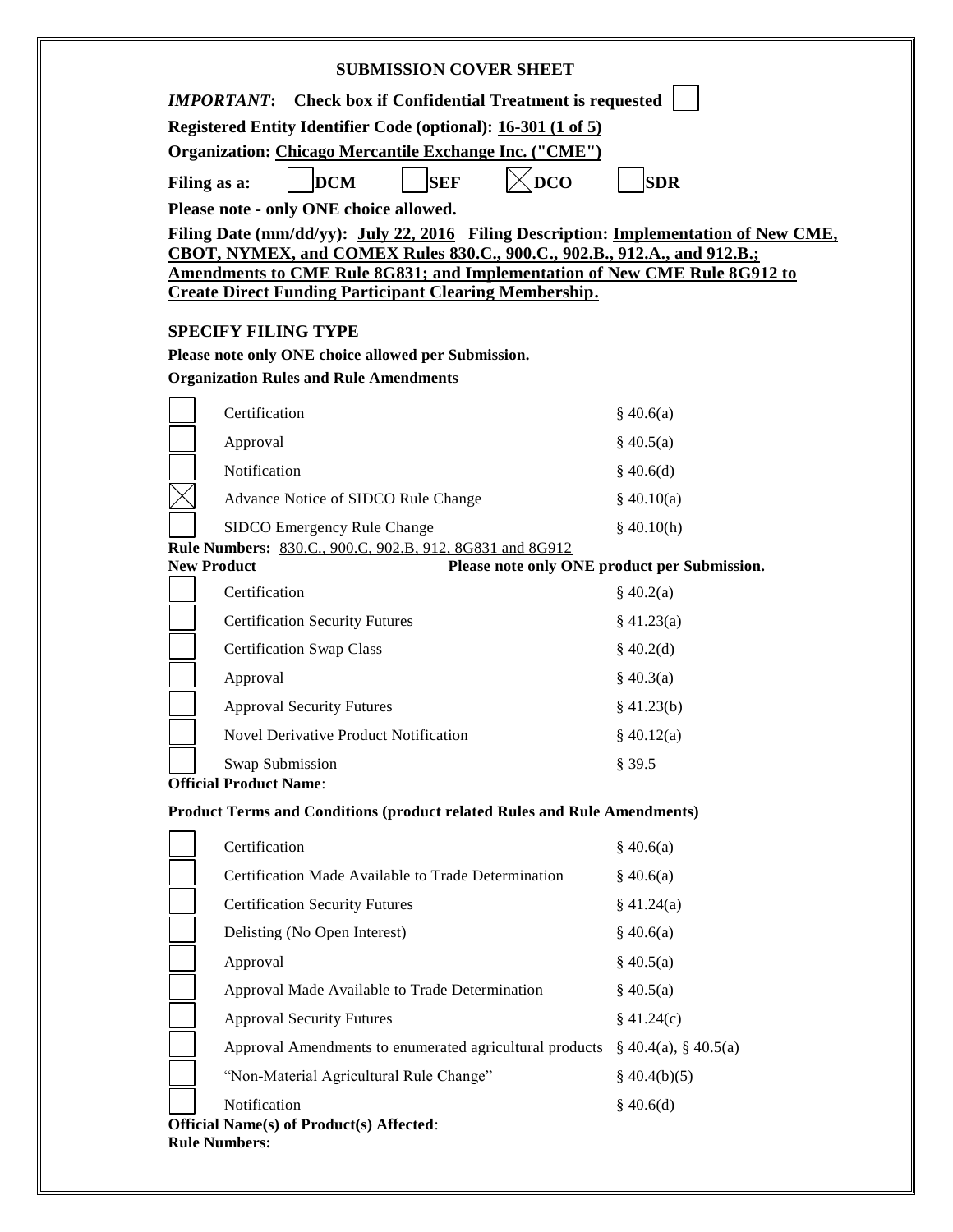# SUBMISSION COVER SHEET

***IMPORTANT*: Check box if Confidential Treatment is requested** ☐

**Registered Entity Identifier Code (optional): 16-301 (1 of 5)**

**Organization: Chicago Mercantile Exchange Inc. ("CME")**

**Filing as a:** ☐ **DCM** ☐ **SEF** ☒ **DCO** ☐ **SDR**

**Please note - only ONE choice allowed.**

**Filing Date (mm/dd/yy): July 22, 2016 Filing Description: Implementation of New CME, CBOT, NYMEX, and COMEX Rules 830.C., 900.C., 902.B., 912.A., and 912.B.; Amendments to CME Rule 8G831; and Implementation of New CME Rule 8G912 to Create Direct Funding Participant Clearing Membership.**

## SPECIFY FILING TYPE

**Please note only ONE choice allowed per Submission.**

**Organization Rules and Rule Amendments**

| | | |
|---|---|---|
| ☐ | Certification | § 40.6(a) |
| ☐ | Approval | § 40.5(a) |
| ☐ | Notification | § 40.6(d) |
| ☒ | Advance Notice of SIDCO Rule Change | § 40.10(a) |
| ☐ | SIDCO Emergency Rule Change | § 40.10(h) |

**Rule Numbers:** 830.C., 900.C, 902.B, 912, 8G831 and 8G912

**New Product** **Please note only ONE product per Submission.**

| | | |
|---|---|---|
| ☐ | Certification | § 40.2(a) |
| ☐ | Certification Security Futures | § 41.23(a) |
| ☐ | Certification Swap Class | § 40.2(d) |
| ☐ | Approval | § 40.3(a) |
| ☐ | Approval Security Futures | § 41.23(b) |
| ☐ | Novel Derivative Product Notification | § 40.12(a) |
| ☐ | Swap Submission | § 39.5 |

**Official Product Name**:

**Product Terms and Conditions (product related Rules and Rule Amendments)**

| | | |
|---|---|---|
| ☐ | Certification | § 40.6(a) |
| ☐ | Certification Made Available to Trade Determination | § 40.6(a) |
| ☐ | Certification Security Futures | § 41.24(a) |
| ☐ | Delisting (No Open Interest) | § 40.6(a) |
| ☐ | Approval | § 40.5(a) |
| ☐ | Approval Made Available to Trade Determination | § 40.5(a) |
| ☐ | Approval Security Futures | § 41.24(c) |
| ☐ | Approval Amendments to enumerated agricultural products | § 40.4(a), § 40.5(a) |
| ☐ | "Non-Material Agricultural Rule Change" | § 40.4(b)(5) |
| ☐ | Notification | § 40.6(d) |

**Official Name(s) of Product(s) Affected**:

**Rule Numbers:**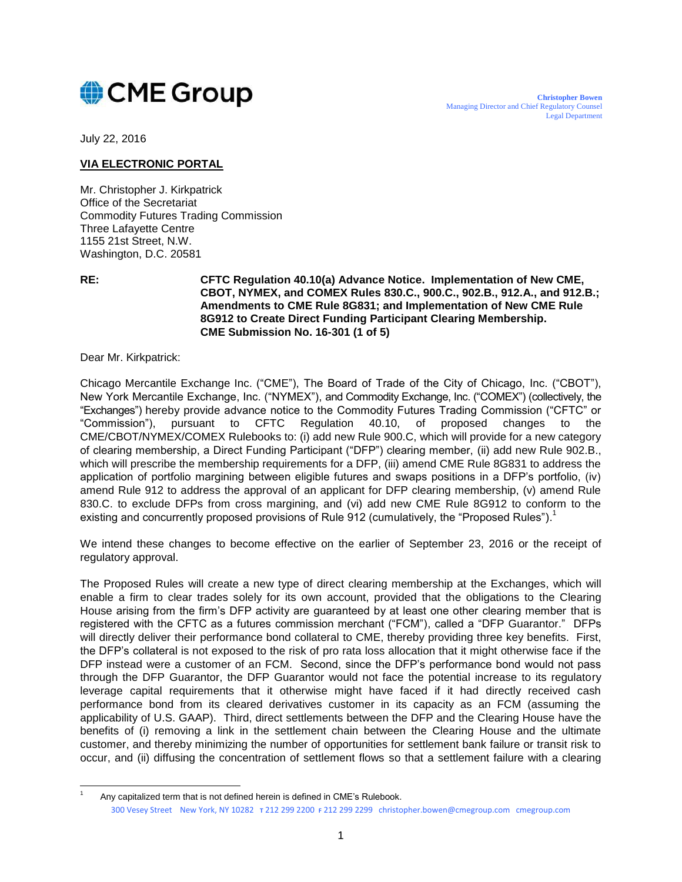![CME Group]

**Christopher Bowen**
Managing Director and Chief Regulatory Counsel
Legal Department

July 22, 2016

**VIA ELECTRONIC PORTAL**

Mr. Christopher J. Kirkpatrick
Office of the Secretariat
Commodity Futures Trading Commission
Three Lafayette Centre
1155 21st Street, N.W.
Washington, D.C. 20581

**RE: CFTC Regulation 40.10(a) Advance Notice. Implementation of New CME, CBOT, NYMEX, and COMEX Rules 830.C., 900.C., 902.B., 912.A., and 912.B.; Amendments to CME Rule 8G831; and Implementation of New CME Rule 8G912 to Create Direct Funding Participant Clearing Membership. CME Submission No. 16-301 (1 of 5)**

Dear Mr. Kirkpatrick:

Chicago Mercantile Exchange Inc. ("CME"), The Board of Trade of the City of Chicago, Inc. ("CBOT"), New York Mercantile Exchange, Inc. ("NYMEX"), and Commodity Exchange, Inc. ("COMEX") (collectively, the "Exchanges") hereby provide advance notice to the Commodity Futures Trading Commission ("CFTC" or "Commission"), pursuant to CFTC Regulation 40.10, of proposed changes to the CME/CBOT/NYMEX/COMEX Rulebooks to: (i) add new Rule 900.C, which will provide for a new category of clearing membership, a Direct Funding Participant ("DFP") clearing member, (ii) add new Rule 902.B., which will prescribe the membership requirements for a DFP, (iii) amend CME Rule 8G831 to address the application of portfolio margining between eligible futures and swaps positions in a DFP's portfolio, (iv) amend Rule 912 to address the approval of an applicant for DFP clearing membership, (v) amend Rule 830.C. to exclude DFPs from cross margining, and (vi) add new CME Rule 8G912 to conform to the existing and concurrently proposed provisions of Rule 912 (cumulatively, the "Proposed Rules").[1]

We intend these changes to become effective on the earlier of September 23, 2016 or the receipt of regulatory approval.

The Proposed Rules will create a new type of direct clearing membership at the Exchanges, which will enable a firm to clear trades solely for its own account, provided that the obligations to the Clearing House arising from the firm's DFP activity are guaranteed by at least one other clearing member that is registered with the CFTC as a futures commission merchant ("FCM"), called a "DFP Guarantor." DFPs will directly deliver their performance bond collateral to CME, thereby providing three key benefits. First, the DFP's collateral is not exposed to the risk of pro rata loss allocation that it might otherwise face if the DFP instead were a customer of an FCM. Second, since the DFP's performance bond would not pass through the DFP Guarantor, the DFP Guarantor would not face the potential increase to its regulatory leverage capital requirements that it otherwise might have faced if it had directly received cash performance bond from its cleared derivatives customer in its capacity as an FCM (assuming the applicability of U.S. GAAP). Third, direct settlements between the DFP and the Clearing House have the benefits of (i) removing a link in the settlement chain between the Clearing House and the ultimate customer, and thereby minimizing the number of opportunities for settlement bank failure or transit risk to occur, and (ii) diffusing the concentration of settlement flows so that a settlement failure with a clearing

[1] Any capitalized term that is not defined herein is defined in CME's Rulebook.

300 Vesey Street New York, NY 10282 T 212 299 2200 F 212 299 2299 christopher.bowen@cmegroup.com cmegroup.com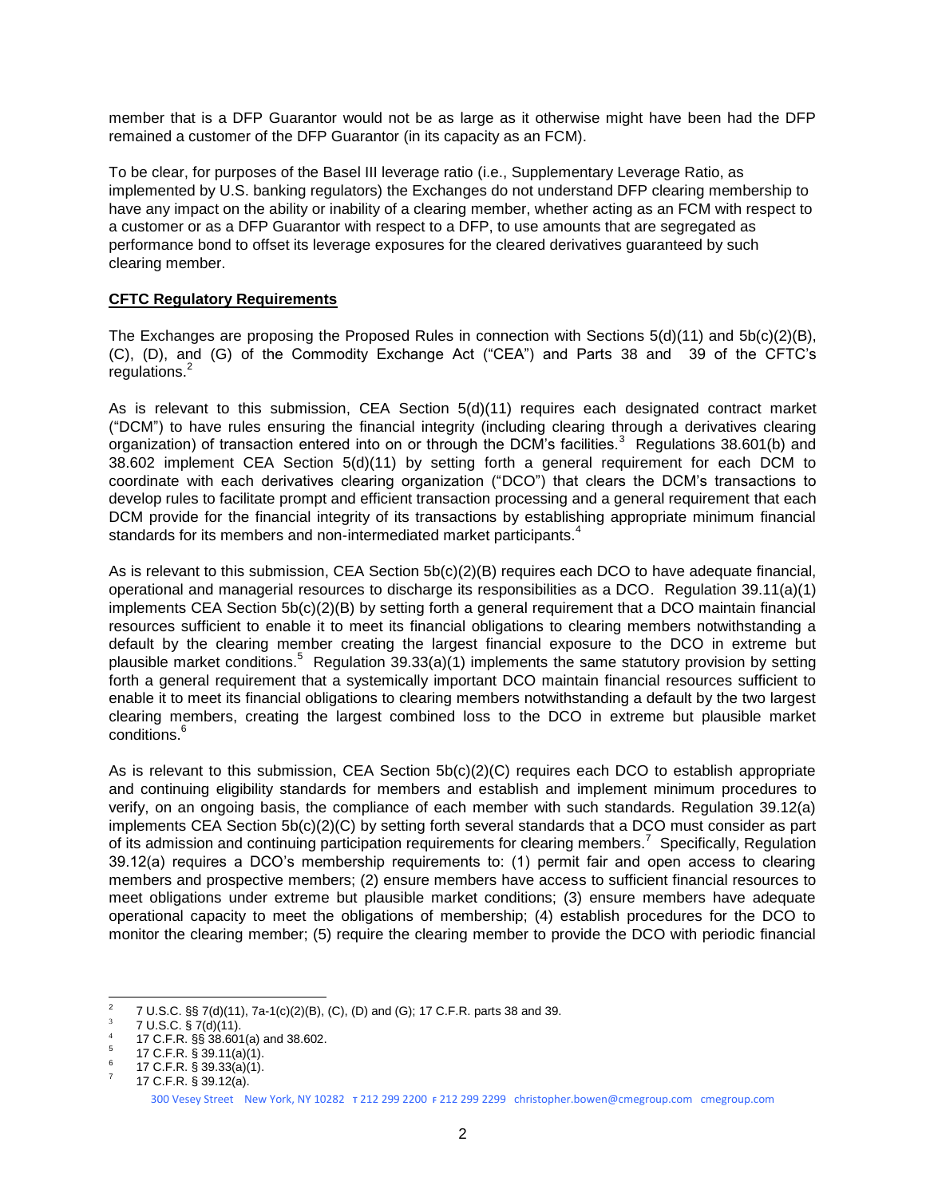member that is a DFP Guarantor would not be as large as it otherwise might have been had the DFP remained a customer of the DFP Guarantor (in its capacity as an FCM).

To be clear, for purposes of the Basel III leverage ratio (i.e., Supplementary Leverage Ratio, as implemented by U.S. banking regulators) the Exchanges do not understand DFP clearing membership to have any impact on the ability or inability of a clearing member, whether acting as an FCM with respect to a customer or as a DFP Guarantor with respect to a DFP, to use amounts that are segregated as performance bond to offset its leverage exposures for the cleared derivatives guaranteed by such clearing member.

**CFTC Regulatory Requirements**

The Exchanges are proposing the Proposed Rules in connection with Sections 5(d)(11) and 5b(c)(2)(B), (C), (D), and (G) of the Commodity Exchange Act ("CEA") and Parts 38 and 39 of the CFTC's regulations.[2]

As is relevant to this submission, CEA Section 5(d)(11) requires each designated contract market ("DCM") to have rules ensuring the financial integrity (including clearing through a derivatives clearing organization) of transaction entered into on or through the DCM's facilities.[3] Regulations 38.601(b) and 38.602 implement CEA Section 5(d)(11) by setting forth a general requirement for each DCM to coordinate with each derivatives clearing organization ("DCO") that clears the DCM's transactions to develop rules to facilitate prompt and efficient transaction processing and a general requirement that each DCM provide for the financial integrity of its transactions by establishing appropriate minimum financial standards for its members and non-intermediated market participants.[4]

As is relevant to this submission, CEA Section 5b(c)(2)(B) requires each DCO to have adequate financial, operational and managerial resources to discharge its responsibilities as a DCO. Regulation 39.11(a)(1) implements CEA Section 5b(c)(2)(B) by setting forth a general requirement that a DCO maintain financial resources sufficient to enable it to meet its financial obligations to clearing members notwithstanding a default by the clearing member creating the largest financial exposure to the DCO in extreme but plausible market conditions.[5] Regulation 39.33(a)(1) implements the same statutory provision by setting forth a general requirement that a systemically important DCO maintain financial resources sufficient to enable it to meet its financial obligations to clearing members notwithstanding a default by the two largest clearing members, creating the largest combined loss to the DCO in extreme but plausible market conditions.[6]

As is relevant to this submission, CEA Section 5b(c)(2)(C) requires each DCO to establish appropriate and continuing eligibility standards for members and establish and implement minimum procedures to verify, on an ongoing basis, the compliance of each member with such standards. Regulation 39.12(a) implements CEA Section 5b(c)(2)(C) by setting forth several standards that a DCO must consider as part of its admission and continuing participation requirements for clearing members.[7] Specifically, Regulation 39.12(a) requires a DCO's membership requirements to: (1) permit fair and open access to clearing members and prospective members; (2) ensure members have access to sufficient financial resources to meet obligations under extreme but plausible market conditions; (3) ensure members have adequate operational capacity to meet the obligations of membership; (4) establish procedures for the DCO to monitor the clearing member; (5) require the clearing member to provide the DCO with periodic financial

---

[2] 7 U.S.C. §§ 7(d)(11), 7a-1(c)(2)(B), (C), (D) and (G); 17 C.F.R. parts 38 and 39.

[3] 7 U.S.C. § 7(d)(11).

[4] 17 C.F.R. §§ 38.601(a) and 38.602.

[5] 17 C.F.R. § 39.11(a)(1).

[6] 17 C.F.R. § 39.33(a)(1).

[7] 17 C.F.R. § 39.12(a).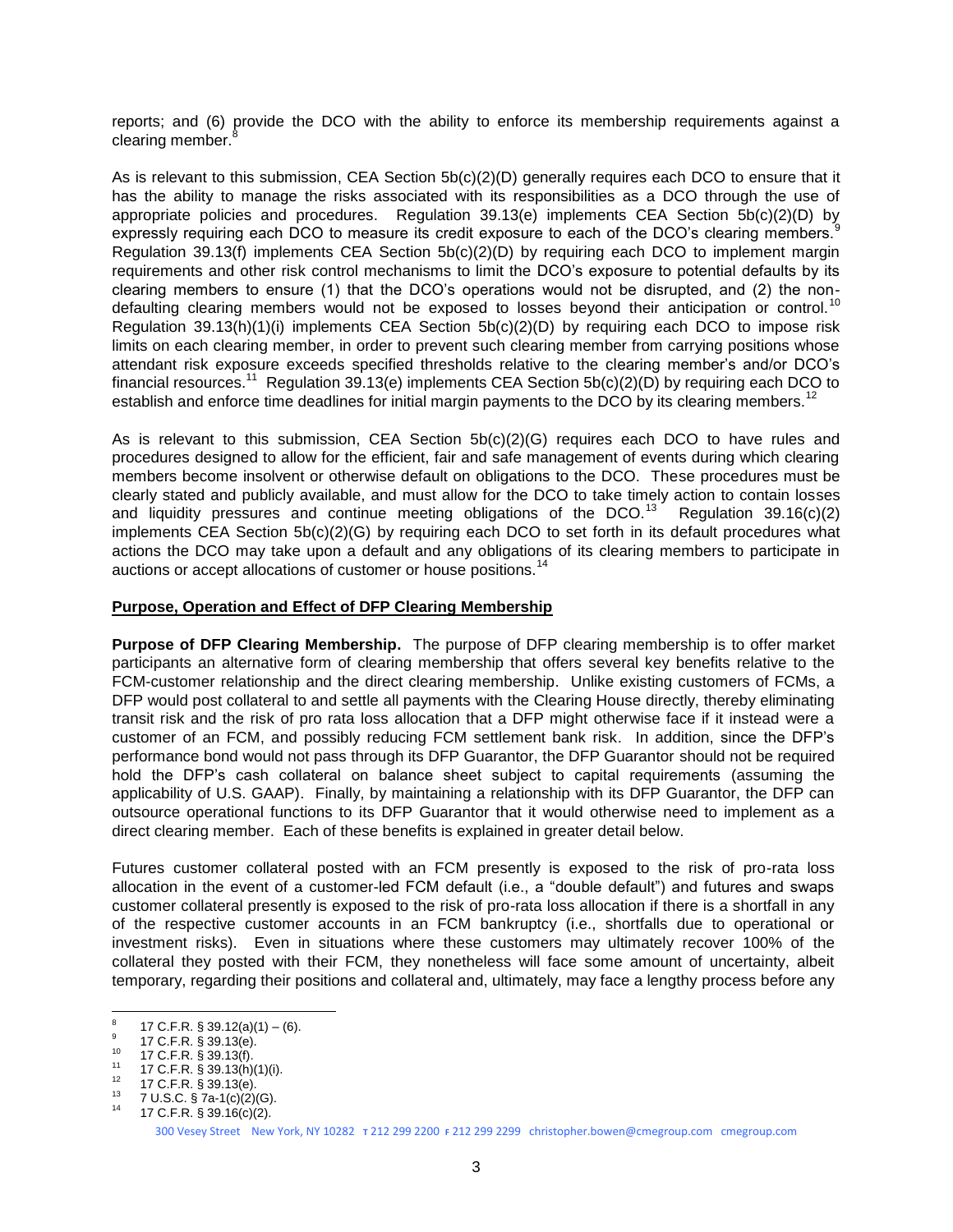reports; and (6) provide the DCO with the ability to enforce its membership requirements against a clearing member.[8]

As is relevant to this submission, CEA Section 5b(c)(2)(D) generally requires each DCO to ensure that it has the ability to manage the risks associated with its responsibilities as a DCO through the use of appropriate policies and procedures. Regulation 39.13(e) implements CEA Section 5b(c)(2)(D) by expressly requiring each DCO to measure its credit exposure to each of the DCO's clearing members.[9] Regulation 39.13(f) implements CEA Section 5b(c)(2)(D) by requiring each DCO to implement margin requirements and other risk control mechanisms to limit the DCO's exposure to potential defaults by its clearing members to ensure (1) that the DCO's operations would not be disrupted, and (2) the non-defaulting clearing members would not be exposed to losses beyond their anticipation or control.[10] Regulation 39.13(h)(1)(i) implements CEA Section 5b(c)(2)(D) by requiring each DCO to impose risk limits on each clearing member, in order to prevent such clearing member from carrying positions whose attendant risk exposure exceeds specified thresholds relative to the clearing member's and/or DCO's financial resources.[11] Regulation 39.13(e) implements CEA Section 5b(c)(2)(D) by requiring each DCO to establish and enforce time deadlines for initial margin payments to the DCO by its clearing members.[12]

As is relevant to this submission, CEA Section 5b(c)(2)(G) requires each DCO to have rules and procedures designed to allow for the efficient, fair and safe management of events during which clearing members become insolvent or otherwise default on obligations to the DCO. These procedures must be clearly stated and publicly available, and must allow for the DCO to take timely action to contain losses and liquidity pressures and continue meeting obligations of the DCO.[13] Regulation 39.16(c)(2) implements CEA Section 5b(c)(2)(G) by requiring each DCO to set forth in its default procedures what actions the DCO may take upon a default and any obligations of its clearing members to participate in auctions or accept allocations of customer or house positions.[14]

## Purpose, Operation and Effect of DFP Clearing Membership

**Purpose of DFP Clearing Membership.** The purpose of DFP clearing membership is to offer market participants an alternative form of clearing membership that offers several key benefits relative to the FCM-customer relationship and the direct clearing membership. Unlike existing customers of FCMs, a DFP would post collateral to and settle all payments with the Clearing House directly, thereby eliminating transit risk and the risk of pro rata loss allocation that a DFP might otherwise face if it instead were a customer of an FCM, and possibly reducing FCM settlement bank risk. In addition, since the DFP's performance bond would not pass through its DFP Guarantor, the DFP Guarantor should not be required hold the DFP's cash collateral on balance sheet subject to capital requirements (assuming the applicability of U.S. GAAP). Finally, by maintaining a relationship with its DFP Guarantor, the DFP can outsource operational functions to its DFP Guarantor that it would otherwise need to implement as a direct clearing member. Each of these benefits is explained in greater detail below.

Futures customer collateral posted with an FCM presently is exposed to the risk of pro-rata loss allocation in the event of a customer-led FCM default (i.e., a "double default") and futures and swaps customer collateral presently is exposed to the risk of pro-rata loss allocation if there is a shortfall in any of the respective customer accounts in an FCM bankruptcy (i.e., shortfalls due to operational or investment risks). Even in situations where these customers may ultimately recover 100% of the collateral they posted with their FCM, they nonetheless will face some amount of uncertainty, albeit temporary, regarding their positions and collateral and, ultimately, may face a lengthy process before any

---

8 17 C.F.R. § 39.12(a)(1) – (6).
9 17 C.F.R. § 39.13(e).
10 17 C.F.R. § 39.13(f).
11 17 C.F.R. § 39.13(h)(1)(i).
12 17 C.F.R. § 39.13(e).
13 7 U.S.C. § 7a-1(c)(2)(G).
14 17 C.F.R. § 39.16(c)(2).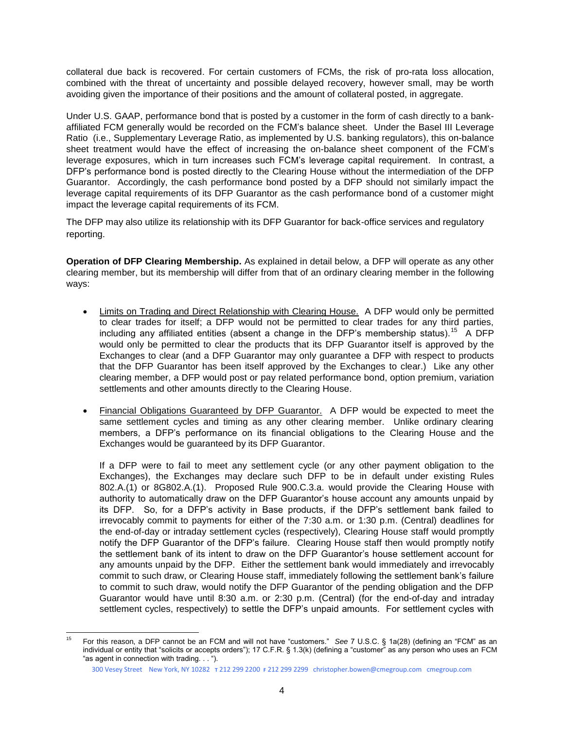collateral due back is recovered. For certain customers of FCMs, the risk of pro-rata loss allocation, combined with the threat of uncertainty and possible delayed recovery, however small, may be worth avoiding given the importance of their positions and the amount of collateral posted, in aggregate.

Under U.S. GAAP, performance bond that is posted by a customer in the form of cash directly to a bank-affiliated FCM generally would be recorded on the FCM's balance sheet. Under the Basel III Leverage Ratio (i.e., Supplementary Leverage Ratio, as implemented by U.S. banking regulators), this on-balance sheet treatment would have the effect of increasing the on-balance sheet component of the FCM's leverage exposures, which in turn increases such FCM's leverage capital requirement. In contrast, a DFP's performance bond is posted directly to the Clearing House without the intermediation of the DFP Guarantor. Accordingly, the cash performance bond posted by a DFP should not similarly impact the leverage capital requirements of its DFP Guarantor as the cash performance bond of a customer might impact the leverage capital requirements of its FCM.

The DFP may also utilize its relationship with its DFP Guarantor for back-office services and regulatory reporting.

**Operation of DFP Clearing Membership.** As explained in detail below, a DFP will operate as any other clearing member, but its membership will differ from that of an ordinary clearing member in the following ways:

- Limits on Trading and Direct Relationship with Clearing House. A DFP would only be permitted to clear trades for itself; a DFP would not be permitted to clear trades for any third parties, including any affiliated entities (absent a change in the DFP's membership status).[15] A DFP would only be permitted to clear the products that its DFP Guarantor itself is approved by the Exchanges to clear (and a DFP Guarantor may only guarantee a DFP with respect to products that the DFP Guarantor has been itself approved by the Exchanges to clear.) Like any other clearing member, a DFP would post or pay related performance bond, option premium, variation settlements and other amounts directly to the Clearing House.

- Financial Obligations Guaranteed by DFP Guarantor. A DFP would be expected to meet the same settlement cycles and timing as any other clearing member. Unlike ordinary clearing members, a DFP's performance on its financial obligations to the Clearing House and the Exchanges would be guaranteed by its DFP Guarantor.

  If a DFP were to fail to meet any settlement cycle (or any other payment obligation to the Exchanges), the Exchanges may declare such DFP to be in default under existing Rules 802.A.(1) or 8G802.A.(1). Proposed Rule 900.C.3.a. would provide the Clearing House with authority to automatically draw on the DFP Guarantor's house account any amounts unpaid by its DFP. So, for a DFP's activity in Base products, if the DFP's settlement bank failed to irrevocably commit to payments for either of the 7:30 a.m. or 1:30 p.m. (Central) deadlines for the end-of-day or intraday settlement cycles (respectively), Clearing House staff would promptly notify the DFP Guarantor of the DFP's failure. Clearing House staff then would promptly notify the settlement bank of its intent to draw on the DFP Guarantor's house settlement account for any amounts unpaid by the DFP. Either the settlement bank would immediately and irrevocably commit to such draw, or Clearing House staff, immediately following the settlement bank's failure to commit to such draw, would notify the DFP Guarantor of the pending obligation and the DFP Guarantor would have until 8:30 a.m. or 2:30 p.m. (Central) (for the end-of-day and intraday settlement cycles, respectively) to settle the DFP's unpaid amounts. For settlement cycles with

---

[15] For this reason, a DFP cannot be an FCM and will not have "customers." *See* 7 U.S.C. § 1a(28) (defining an "FCM" as an individual or entity that "solicits or accepts orders"); 17 C.F.R. § 1.3(k) (defining a "customer" as any person who uses an FCM "as agent in connection with trading. . . ").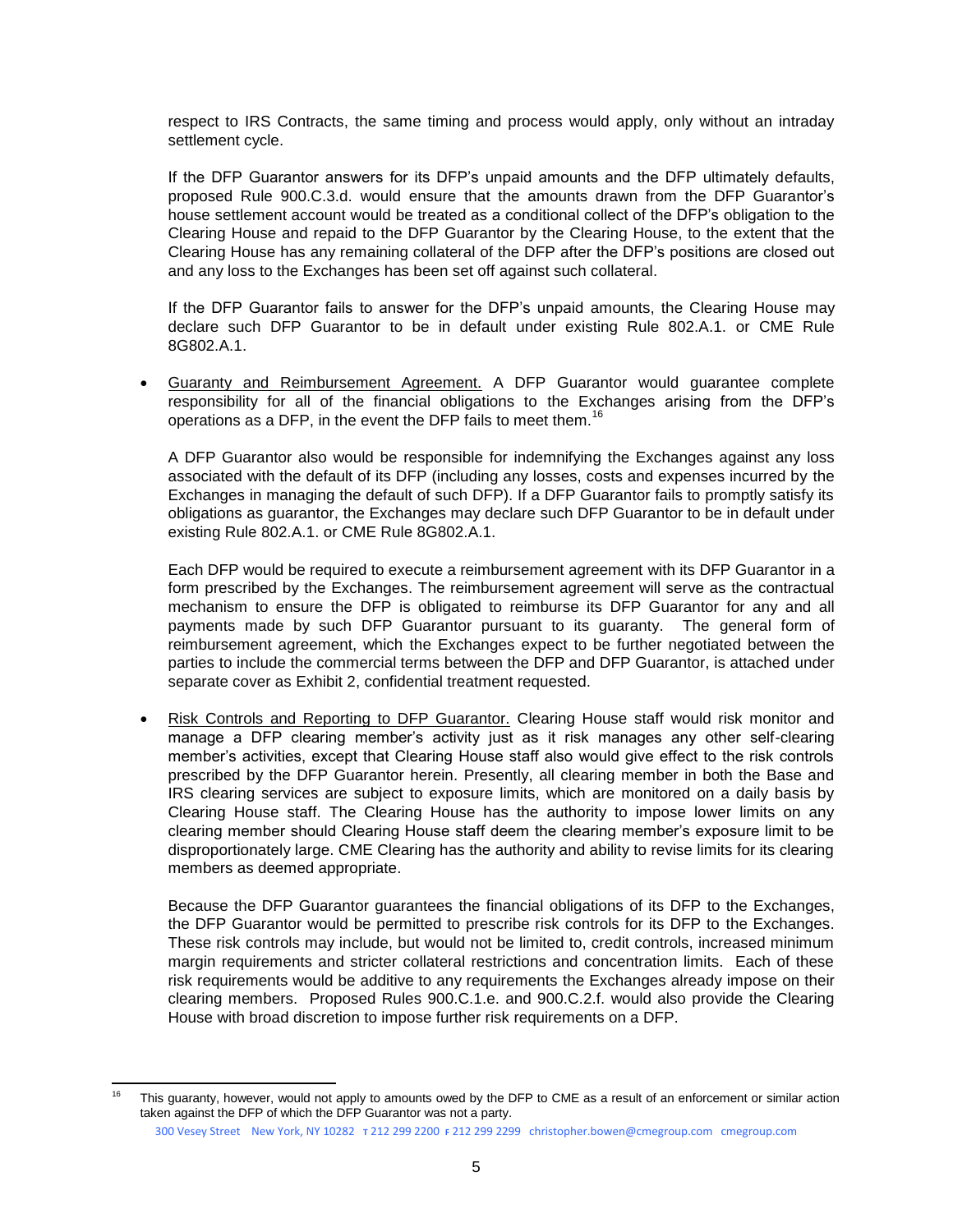respect to IRS Contracts, the same timing and process would apply, only without an intraday settlement cycle.

If the DFP Guarantor answers for its DFP's unpaid amounts and the DFP ultimately defaults, proposed Rule 900.C.3.d. would ensure that the amounts drawn from the DFP Guarantor's house settlement account would be treated as a conditional collect of the DFP's obligation to the Clearing House and repaid to the DFP Guarantor by the Clearing House, to the extent that the Clearing House has any remaining collateral of the DFP after the DFP's positions are closed out and any loss to the Exchanges has been set off against such collateral.

If the DFP Guarantor fails to answer for the DFP's unpaid amounts, the Clearing House may declare such DFP Guarantor to be in default under existing Rule 802.A.1. or CME Rule 8G802.A.1.

- Guaranty and Reimbursement Agreement. A DFP Guarantor would guarantee complete responsibility for all of the financial obligations to the Exchanges arising from the DFP's operations as a DFP, in the event the DFP fails to meet them.[16]

  A DFP Guarantor also would be responsible for indemnifying the Exchanges against any loss associated with the default of its DFP (including any losses, costs and expenses incurred by the Exchanges in managing the default of such DFP). If a DFP Guarantor fails to promptly satisfy its obligations as guarantor, the Exchanges may declare such DFP Guarantor to be in default under existing Rule 802.A.1. or CME Rule 8G802.A.1.

  Each DFP would be required to execute a reimbursement agreement with its DFP Guarantor in a form prescribed by the Exchanges. The reimbursement agreement will serve as the contractual mechanism to ensure the DFP is obligated to reimburse its DFP Guarantor for any and all payments made by such DFP Guarantor pursuant to its guaranty. The general form of reimbursement agreement, which the Exchanges expect to be further negotiated between the parties to include the commercial terms between the DFP and DFP Guarantor, is attached under separate cover as Exhibit 2, confidential treatment requested.

- Risk Controls and Reporting to DFP Guarantor. Clearing House staff would risk monitor and manage a DFP clearing member's activity just as it risk manages any other self-clearing member's activities, except that Clearing House staff also would give effect to the risk controls prescribed by the DFP Guarantor herein. Presently, all clearing member in both the Base and IRS clearing services are subject to exposure limits, which are monitored on a daily basis by Clearing House staff. The Clearing House has the authority to impose lower limits on any clearing member should Clearing House staff deem the clearing member's exposure limit to be disproportionately large. CME Clearing has the authority and ability to revise limits for its clearing members as deemed appropriate.

  Because the DFP Guarantor guarantees the financial obligations of its DFP to the Exchanges, the DFP Guarantor would be permitted to prescribe risk controls for its DFP to the Exchanges. These risk controls may include, but would not be limited to, credit controls, increased minimum margin requirements and stricter collateral restrictions and concentration limits. Each of these risk requirements would be additive to any requirements the Exchanges already impose on their clearing members. Proposed Rules 900.C.1.e. and 900.C.2.f. would also provide the Clearing House with broad discretion to impose further risk requirements on a DFP.

[16] This guaranty, however, would not apply to amounts owed by the DFP to CME as a result of an enforcement or similar action taken against the DFP of which the DFP Guarantor was not a party.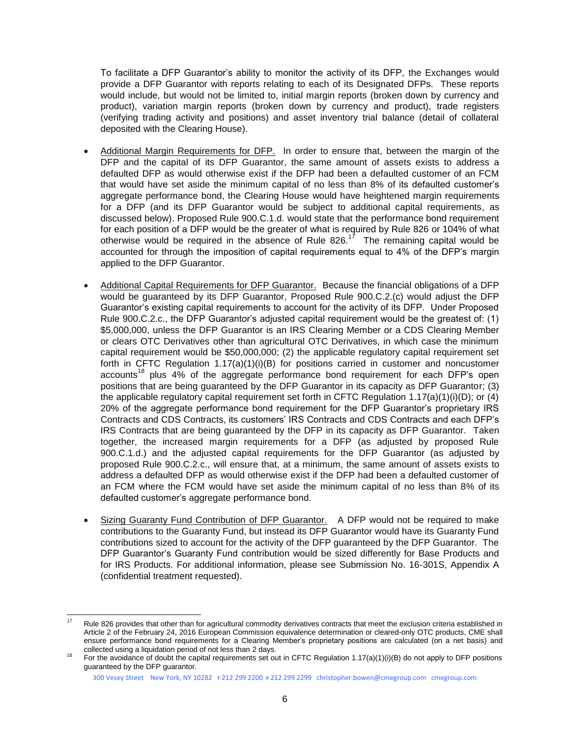To facilitate a DFP Guarantor's ability to monitor the activity of its DFP, the Exchanges would provide a DFP Guarantor with reports relating to each of its Designated DFPs. These reports would include, but would not be limited to, initial margin reports (broken down by currency and product), variation margin reports (broken down by currency and product), trade registers (verifying trading activity and positions) and asset inventory trial balance (detail of collateral deposited with the Clearing House).

- Additional Margin Requirements for DFP. In order to ensure that, between the margin of the DFP and the capital of its DFP Guarantor, the same amount of assets exists to address a defaulted DFP as would otherwise exist if the DFP had been a defaulted customer of an FCM that would have set aside the minimum capital of no less than 8% of its defaulted customer's aggregate performance bond, the Clearing House would have heightened margin requirements for a DFP (and its DFP Guarantor would be subject to additional capital requirements, as discussed below). Proposed Rule 900.C.1.d. would state that the performance bond requirement for each position of a DFP would be the greater of what is required by Rule 826 or 104% of what otherwise would be required in the absence of Rule 826.[17] The remaining capital would be accounted for through the imposition of capital requirements equal to 4% of the DFP's margin applied to the DFP Guarantor.

- Additional Capital Requirements for DFP Guarantor. Because the financial obligations of a DFP would be guaranteed by its DFP Guarantor, Proposed Rule 900.C.2.(c) would adjust the DFP Guarantor's existing capital requirements to account for the activity of its DFP. Under Proposed Rule 900.C.2.c., the DFP Guarantor's adjusted capital requirement would be the greatest of: (1) \$5,000,000, unless the DFP Guarantor is an IRS Clearing Member or a CDS Clearing Member or clears OTC Derivatives other than agricultural OTC Derivatives, in which case the minimum capital requirement would be \$50,000,000; (2) the applicable regulatory capital requirement set forth in CFTC Regulation 1.17(a)(1)(i)(B) for positions carried in customer and noncustomer accounts[18] plus 4% of the aggregate performance bond requirement for each DFP's open positions that are being guaranteed by the DFP Guarantor in its capacity as DFP Guarantor; (3) the applicable regulatory capital requirement set forth in CFTC Regulation 1.17(a)(1)(i)(D); or (4) 20% of the aggregate performance bond requirement for the DFP Guarantor's proprietary IRS Contracts and CDS Contracts, its customers' IRS Contracts and CDS Contracts and each DFP's IRS Contracts that are being guaranteed by the DFP in its capacity as DFP Guarantor. Taken together, the increased margin requirements for a DFP (as adjusted by proposed Rule 900.C.1.d.) and the adjusted capital requirements for the DFP Guarantor (as adjusted by proposed Rule 900.C.2c., will ensure that, at a minimum, the same amount of assets exists to address a defaulted DFP as would otherwise exist if the DFP had been a defaulted customer of an FCM where the FCM would have set aside the minimum capital of no less than 8% of its defaulted customer's aggregate performance bond.

- Sizing Guaranty Fund Contribution of DFP Guarantor. A DFP would not be required to make contributions to the Guaranty Fund, but instead its DFP Guarantor would have its Guaranty Fund contributions sized to account for the activity of the DFP guaranteed by the DFP Guarantor. The DFP Guarantor's Guaranty Fund contribution would be sized differently for Base Products and for IRS Products. For additional information, please see Submission No. 16-301S, Appendix A (confidential treatment requested).

---

[17] Rule 826 provides that other than for agricultural commodity derivatives contracts that meet the exclusion criteria established in Article 2 of the February 24, 2016 European Commission equivalence determination or cleared-only OTC products, CME shall ensure performance bond requirements for a Clearing Member's proprietary positions are calculated (on a net basis) and collected using a liquidation period of not less than 2 days.

[18] For the avoidance of doubt the capital requirements set out in CFTC Regulation 1.17(a)(1)(i)(B) do not apply to DFP positions guaranteed by the DFP guarantor.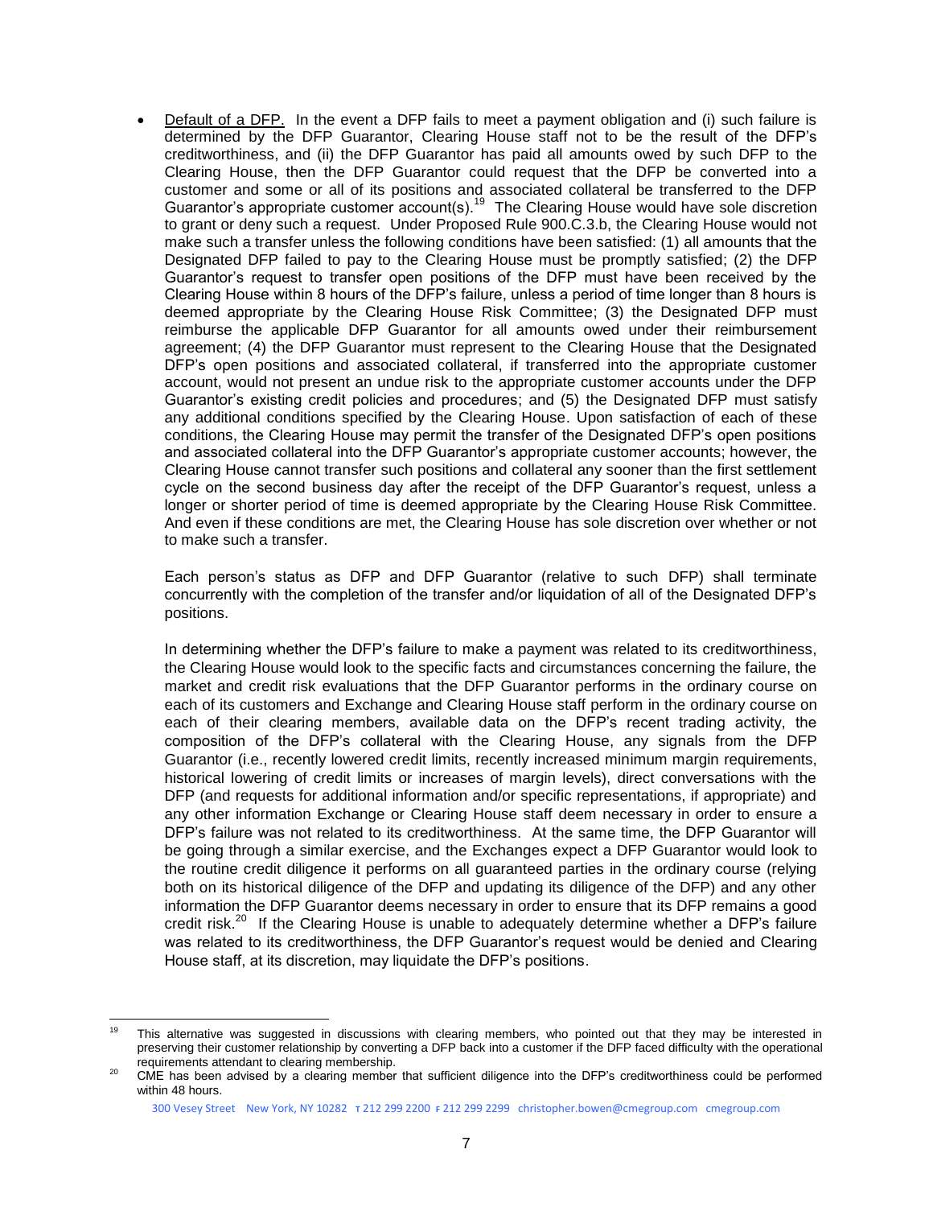- Default of a DFP. In the event a DFP fails to meet a payment obligation and (i) such failure is determined by the DFP Guarantor, Clearing House staff not to be the result of the DFP's creditworthiness, and (ii) the DFP Guarantor has paid all amounts owed by such DFP to the Clearing House, then the DFP Guarantor could request that the DFP be converted into a customer and some or all of its positions and associated collateral be transferred to the DFP Guarantor's appropriate customer account(s).[19] The Clearing House would have sole discretion to grant or deny such a request. Under Proposed Rule 900.C.3.b, the Clearing House would not make such a transfer unless the following conditions have been satisfied: (1) all amounts that the Designated DFP failed to pay to the Clearing House must be promptly satisfied; (2) the DFP Guarantor's request to transfer open positions of the DFP must have been received by the Clearing House within 8 hours of the DFP's failure, unless a period of time longer than 8 hours is deemed appropriate by the Clearing House Risk Committee; (3) the Designated DFP must reimburse the applicable DFP Guarantor for all amounts owed under their reimbursement agreement; (4) the DFP Guarantor must represent to the Clearing House that the Designated DFP's open positions and associated collateral, if transferred into the appropriate customer account, would not present an undue risk to the appropriate customer accounts under the DFP Guarantor's existing credit policies and procedures; and (5) the Designated DFP must satisfy any additional conditions specified by the Clearing House. Upon satisfaction of each of these conditions, the Clearing House may permit the transfer of the Designated DFP's open positions and associated collateral into the DFP Guarantor's appropriate customer accounts; however, the Clearing House cannot transfer such positions and collateral any sooner than the first settlement cycle on the second business day after the receipt of the DFP Guarantor's request, unless a longer or shorter period of time is deemed appropriate by the Clearing House Risk Committee. And even if these conditions are met, the Clearing House has sole discretion over whether or not to make such a transfer.

  Each person's status as DFP and DFP Guarantor (relative to such DFP) shall terminate concurrently with the completion of the transfer and/or liquidation of all of the Designated DFP's positions.

  In determining whether the DFP's failure to make a payment was related to its creditworthiness, the Clearing House would look to the specific facts and circumstances concerning the failure, the market and credit risk evaluations that the DFP Guarantor performs in the ordinary course on each of its customers and Exchange and Clearing House staff perform in the ordinary course on each of their clearing members, available data on the DFP's recent trading activity, the composition of the DFP's collateral with the Clearing House, any signals from the DFP Guarantor (i.e., recently lowered credit limits, recently increased minimum margin requirements, historical lowering of credit limits or increases of margin levels), direct conversations with the DFP (and requests for additional information and/or specific representations, if appropriate) and any other information Exchange or Clearing House staff deem necessary in order to ensure a DFP's failure was not related to its creditworthiness. At the same time, the DFP Guarantor will be going through a similar exercise, and the Exchanges expect a DFP Guarantor would look to the routine credit diligence it performs on all guaranteed parties in the ordinary course (relying both on its historical diligence of the DFP and updating its diligence of the DFP) and any other information the DFP Guarantor deems necessary in order to ensure that its DFP remains a good credit risk.[20] If the Clearing House is unable to adequately determine whether a DFP's failure was related to its creditworthiness, the DFP Guarantor's request would be denied and Clearing House staff, at its discretion, may liquidate the DFP's positions.

---

[19] This alternative was suggested in discussions with clearing members, who pointed out that they may be interested in preserving their customer relationship by converting a DFP back into a customer if the DFP faced difficulty with the operational requirements attendant to clearing membership.

[20] CME has been advised by a clearing member that sufficient diligence into the DFP's creditworthiness could be performed within 48 hours.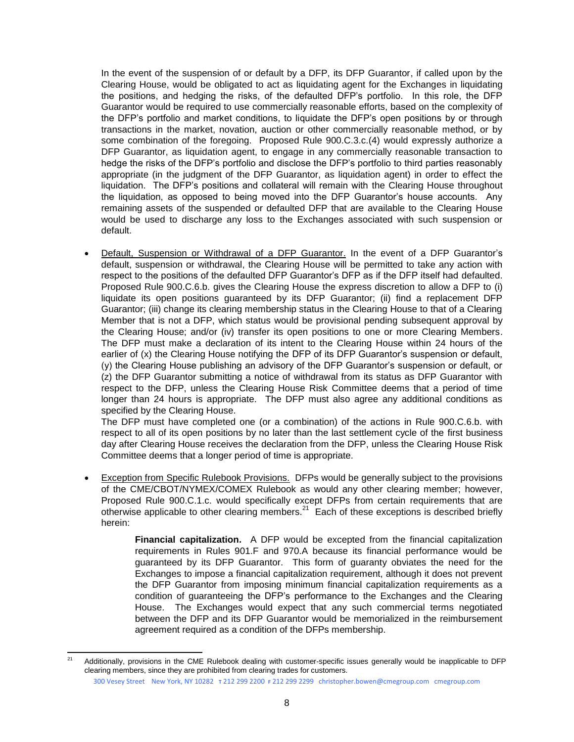In the event of the suspension of or default by a DFP, its DFP Guarantor, if called upon by the Clearing House, would be obligated to act as liquidating agent for the Exchanges in liquidating the positions, and hedging the risks, of the defaulted DFP's portfolio. In this role, the DFP Guarantor would be required to use commercially reasonable efforts, based on the complexity of the DFP's portfolio and market conditions, to liquidate the DFP's open positions by or through transactions in the market, novation, auction or other commercially reasonable method, or by some combination of the foregoing. Proposed Rule 900.C.3.c.(4) would expressly authorize a DFP Guarantor, as liquidation agent, to engage in any commercially reasonable transaction to hedge the risks of the DFP's portfolio and disclose the DFP's portfolio to third parties reasonably appropriate (in the judgment of the DFP Guarantor, as liquidation agent) in order to effect the liquidation. The DFP's positions and collateral will remain with the Clearing House throughout the liquidation, as opposed to being moved into the DFP Guarantor's house accounts. Any remaining assets of the suspended or defaulted DFP that are available to the Clearing House would be used to discharge any loss to the Exchanges associated with such suspension or default.

- Default, Suspension or Withdrawal of a DFP Guarantor. In the event of a DFP Guarantor's default, suspension or withdrawal, the Clearing House will be permitted to take any action with respect to the positions of the defaulted DFP Guarantor's DFP as if the DFP itself had defaulted. Proposed Rule 900.C.6.b. gives the Clearing House the express discretion to allow a DFP to (i) liquidate its open positions guaranteed by its DFP Guarantor; (ii) find a replacement DFP Guarantor; (iii) change its clearing membership status in the Clearing House to that of a Clearing Member that is not a DFP, which status would be provisional pending subsequent approval by the Clearing House; and/or (iv) transfer its open positions to one or more Clearing Members. The DFP must make a declaration of its intent to the Clearing House within 24 hours of the earlier of (x) the Clearing House notifying the DFP of its DFP Guarantor's suspension or default, (y) the Clearing House publishing an advisory of the DFP Guarantor's suspension or default, or (z) the DFP Guarantor submitting a notice of withdrawal from its status as DFP Guarantor with respect to the DFP, unless the Clearing House Risk Committee deems that a period of time longer than 24 hours is appropriate. The DFP must also agree any additional conditions as specified by the Clearing House.

  The DFP must have completed one (or a combination) of the actions in Rule 900.C.6.b. with respect to all of its open positions by no later than the last settlement cycle of the first business day after Clearing House receives the declaration from the DFP, unless the Clearing House Risk Committee deems that a longer period of time is appropriate.

- Exception from Specific Rulebook Provisions. DFPs would be generally subject to the provisions of the CME/CBOT/NYMEX/COMEX Rulebook as would any other clearing member; however, Proposed Rule 900.C.1.c. would specifically except DFPs from certain requirements that are otherwise applicable to other clearing members.[21] Each of these exceptions is described briefly herein:

  **Financial capitalization.** A DFP would be excepted from the financial capitalization requirements in Rules 901.F and 970.A because its financial performance would be guaranteed by its DFP Guarantor. This form of guaranty obviates the need for the Exchanges to impose a financial capitalization requirement, although it does not prevent the DFP Guarantor from imposing minimum financial capitalization requirements as a condition of guaranteeing the DFP's performance to the Exchanges and the Clearing House. The Exchanges would expect that any such commercial terms negotiated between the DFP and its DFP Guarantor would be memorialized in the reimbursement agreement required as a condition of the DFPs membership.

[21] Additionally, provisions in the CME Rulebook dealing with customer-specific issues generally would be inapplicable to DFP clearing members, since they are prohibited from clearing trades for customers.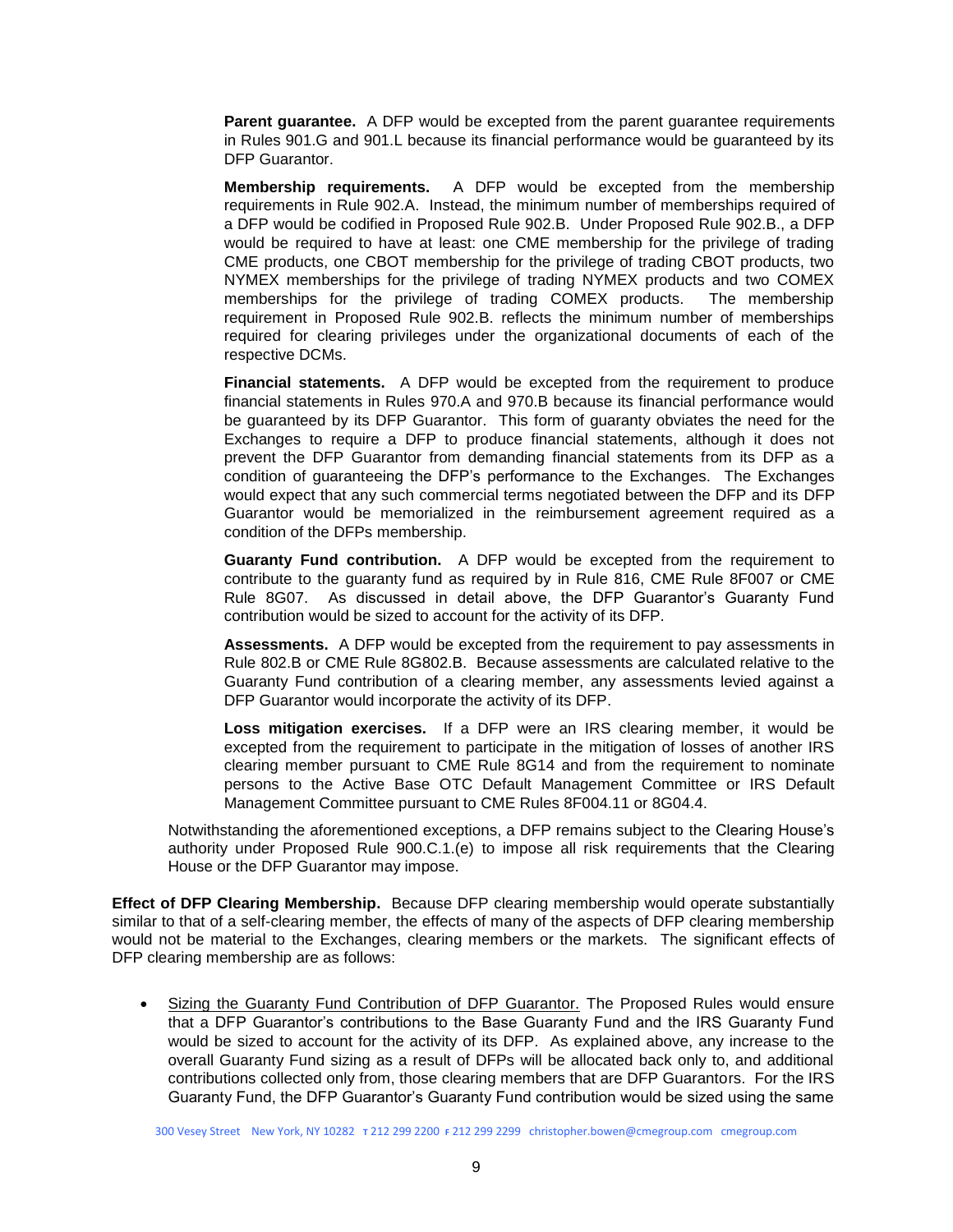**Parent guarantee.** A DFP would be excepted from the parent guarantee requirements in Rules 901.G and 901.L because its financial performance would be guaranteed by its DFP Guarantor.

**Membership requirements.** A DFP would be excepted from the membership requirements in Rule 902.A. Instead, the minimum number of memberships required of a DFP would be codified in Proposed Rule 902.B. Under Proposed Rule 902.B., a DFP would be required to have at least: one CME membership for the privilege of trading CME products, one CBOT membership for the privilege of trading CBOT products, two NYMEX memberships for the privilege of trading NYMEX products and two COMEX memberships for the privilege of trading COMEX products. The membership requirement in Proposed Rule 902.B. reflects the minimum number of memberships required for clearing privileges under the organizational documents of each of the respective DCMs.

**Financial statements.** A DFP would be excepted from the requirement to produce financial statements in Rules 970.A and 970.B because its financial performance would be guaranteed by its DFP Guarantor. This form of guaranty obviates the need for the Exchanges to require a DFP to produce financial statements, although it does not prevent the DFP Guarantor from demanding financial statements from its DFP as a condition of guaranteeing the DFP's performance to the Exchanges. The Exchanges would expect that any such commercial terms negotiated between the DFP and its DFP Guarantor would be memorialized in the reimbursement agreement required as a condition of the DFPs membership.

**Guaranty Fund contribution.** A DFP would be excepted from the requirement to contribute to the guaranty fund as required by in Rule 816, CME Rule 8F007 or CME Rule 8G07. As discussed in detail above, the DFP Guarantor's Guaranty Fund contribution would be sized to account for the activity of its DFP.

**Assessments.** A DFP would be excepted from the requirement to pay assessments in Rule 802.B or CME Rule 8G802.B. Because assessments are calculated relative to the Guaranty Fund contribution of a clearing member, any assessments levied against a DFP Guarantor would incorporate the activity of its DFP.

**Loss mitigation exercises.** If a DFP were an IRS clearing member, it would be excepted from the requirement to participate in the mitigation of losses of another IRS clearing member pursuant to CME Rule 8G14 and from the requirement to nominate persons to the Active Base OTC Default Management Committee or IRS Default Management Committee pursuant to CME Rules 8F004.11 or 8G04.4.

Notwithstanding the aforementioned exceptions, a DFP remains subject to the Clearing House's authority under Proposed Rule 900.C.1.(e) to impose all risk requirements that the Clearing House or the DFP Guarantor may impose.

**Effect of DFP Clearing Membership.** Because DFP clearing membership would operate substantially similar to that of a self-clearing member, the effects of many of the aspects of DFP clearing membership would not be material to the Exchanges, clearing members or the markets. The significant effects of DFP clearing membership are as follows:

- Sizing the Guaranty Fund Contribution of DFP Guarantor. The Proposed Rules would ensure that a DFP Guarantor's contributions to the Base Guaranty Fund and the IRS Guaranty Fund would be sized to account for the activity of its DFP. As explained above, any increase to the overall Guaranty Fund sizing as a result of DFPs will be allocated back only to, and additional contributions collected only from, those clearing members that are DFP Guarantors. For the IRS Guaranty Fund, the DFP Guarantor's Guaranty Fund contribution would be sized using the same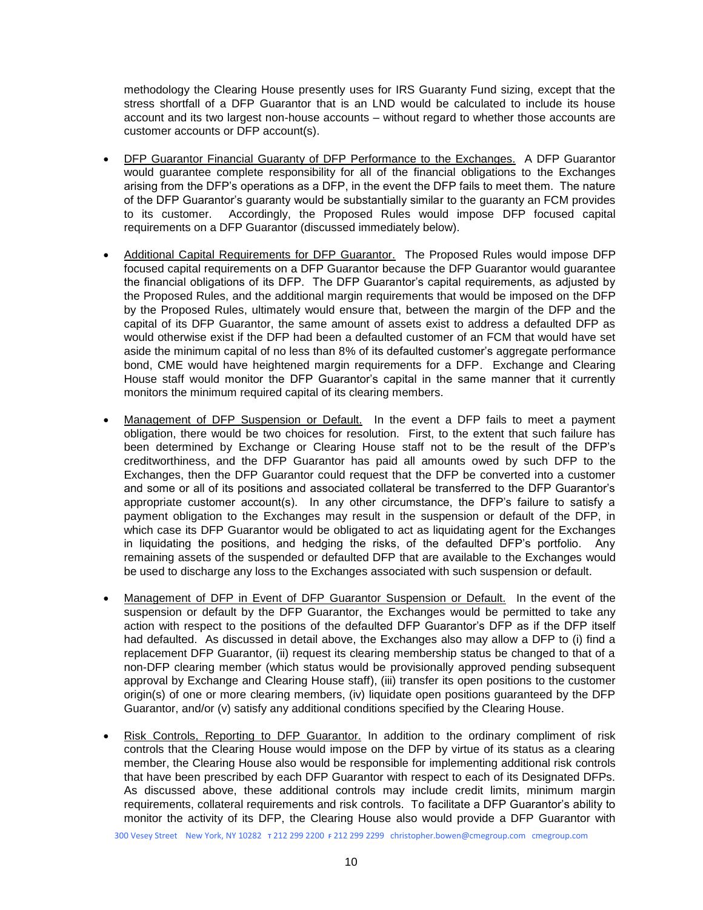methodology the Clearing House presently uses for IRS Guaranty Fund sizing, except that the stress shortfall of a DFP Guarantor that is an LND would be calculated to include its house account and its two largest non-house accounts – without regard to whether those accounts are customer accounts or DFP account(s).

- DFP Guarantor Financial Guaranty of DFP Performance to the Exchanges. A DFP Guarantor would guarantee complete responsibility for all of the financial obligations to the Exchanges arising from the DFP's operations as a DFP, in the event the DFP fails to meet them. The nature of the DFP Guarantor's guaranty would be substantially similar to the guaranty an FCM provides to its customer. Accordingly, the Proposed Rules would impose DFP focused capital requirements on a DFP Guarantor (discussed immediately below).

- Additional Capital Requirements for DFP Guarantor. The Proposed Rules would impose DFP focused capital requirements on a DFP Guarantor because the DFP Guarantor would guarantee the financial obligations of its DFP. The DFP Guarantor's capital requirements, as adjusted by the Proposed Rules, and the additional margin requirements that would be imposed on the DFP by the Proposed Rules, ultimately would ensure that, between the margin of the DFP and the capital of its DFP Guarantor, the same amount of assets exist to address a defaulted DFP as would otherwise exist if the DFP had been a defaulted customer of an FCM that would have set aside the minimum capital of no less than 8% of its defaulted customer's aggregate performance bond, CME would have heightened margin requirements for a DFP. Exchange and Clearing House staff would monitor the DFP Guarantor's capital in the same manner that it currently monitors the minimum required capital of its clearing members.

- Management of DFP Suspension or Default. In the event a DFP fails to meet a payment obligation, there would be two choices for resolution. First, to the extent that such failure has been determined by Exchange or Clearing House staff not to be the result of the DFP's creditworthiness, and the DFP Guarantor has paid all amounts owed by such DFP to the Exchanges, then the DFP Guarantor could request that the DFP be converted into a customer and some or all of its positions and associated collateral be transferred to the DFP Guarantor's appropriate customer account(s). In any other circumstance, the DFP's failure to satisfy a payment obligation to the Exchanges may result in the suspension or default of the DFP, in which case its DFP Guarantor would be obligated to act as liquidating agent for the Exchanges in liquidating the positions, and hedging the risks, of the defaulted DFP's portfolio. Any remaining assets of the suspended or defaulted DFP that are available to the Exchanges would be used to discharge any loss to the Exchanges associated with such suspension or default.

- Management of DFP in Event of DFP Guarantor Suspension or Default. In the event of the suspension or default by the DFP Guarantor, the Exchanges would be permitted to take any action with respect to the positions of the defaulted DFP Guarantor's DFP as if the DFP itself had defaulted. As discussed in detail above, the Exchanges also may allow a DFP to (i) find a replacement DFP Guarantor, (ii) request its clearing membership status be changed to that of a non-DFP clearing member (which status would be provisionally approved pending subsequent approval by Exchange and Clearing House staff), (iii) transfer its open positions to the customer origin(s) of one or more clearing members, (iv) liquidate open positions guaranteed by the DFP Guarantor, and/or (v) satisfy any additional conditions specified by the Clearing House.

- Risk Controls, Reporting to DFP Guarantor. In addition to the ordinary compliment of risk controls that the Clearing House would impose on the DFP by virtue of its status as a clearing member, the Clearing House also would be responsible for implementing additional risk controls that have been prescribed by each DFP Guarantor with respect to each of its Designated DFPs. As discussed above, these additional controls may include credit limits, minimum margin requirements, collateral requirements and risk controls. To facilitate a DFP Guarantor's ability to monitor the activity of its DFP, the Clearing House also would provide a DFP Guarantor with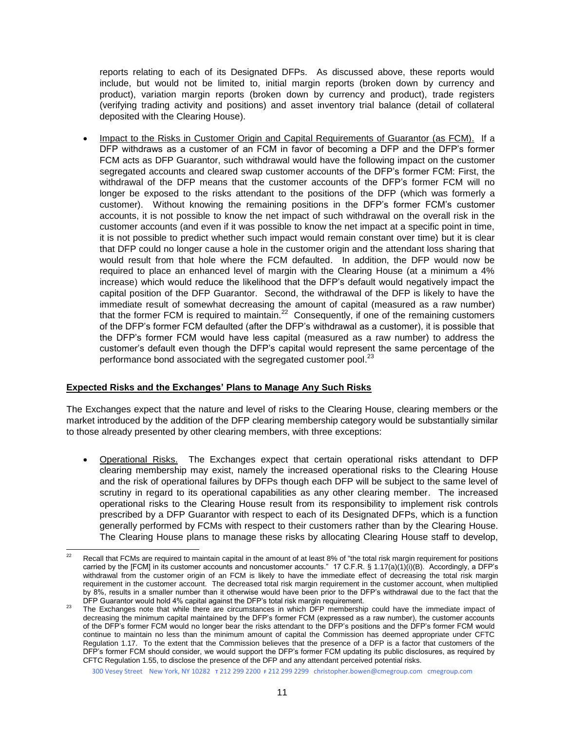reports relating to each of its Designated DFPs. As discussed above, these reports would include, but would not be limited to, initial margin reports (broken down by currency and product), variation margin reports (broken down by currency and product), trade registers (verifying trading activity and positions) and asset inventory trial balance (detail of collateral deposited with the Clearing House).

- Impact to the Risks in Customer Origin and Capital Requirements of Guarantor (as FCM). If a DFP withdraws as a customer of an FCM in favor of becoming a DFP and the DFP's former FCM acts as DFP Guarantor, such withdrawal would have the following impact on the customer segregated accounts and cleared swap customer accounts of the DFP's former FCM: First, the withdrawal of the DFP means that the customer accounts of the DFP's former FCM will no longer be exposed to the risks attendant to the positions of the DFP (which was formerly a customer). Without knowing the remaining positions in the DFP's former FCM's customer accounts, it is not possible to know the net impact of such withdrawal on the overall risk in the customer accounts (and even if it was possible to know the net impact at a specific point in time, it is not possible to predict whether such impact would remain constant over time) but it is clear that DFP could no longer cause a hole in the customer origin and the attendant loss sharing that would result from that hole where the FCM defaulted. In addition, the DFP would now be required to place an enhanced level of margin with the Clearing House (at a minimum a 4% increase) which would reduce the likelihood that the DFP's default would negatively impact the capital position of the DFP Guarantor. Second, the withdrawal of the DFP is likely to have the immediate result of somewhat decreasing the amount of capital (measured as a raw number) that the former FCM is required to maintain.[22] Consequently, if one of the remaining customers of the DFP's former FCM defaulted (after the DFP's withdrawal as a customer), it is possible that the DFP's former FCM would have less capital (measured as a raw number) to address the customer's default even though the DFP's capital would represent the same percentage of the performance bond associated with the segregated customer pool.[23]

**Expected Risks and the Exchanges' Plans to Manage Any Such Risks**

The Exchanges expect that the nature and level of risks to the Clearing House, clearing members or the market introduced by the addition of the DFP clearing membership category would be substantially similar to those already presented by other clearing members, with three exceptions:

- Operational Risks. The Exchanges expect that certain operational risks attendant to DFP clearing membership may exist, namely the increased operational risks to the Clearing House and the risk of operational failures by DFPs though each DFP will be subject to the same level of scrutiny in regard to its operational capabilities as any other clearing member. The increased operational risks to the Clearing House result from its responsibility to implement risk controls prescribed by a DFP Guarantor with respect to each of its Designated DFPs, which is a function generally performed by FCMs with respect to their customers rather than by the Clearing House. The Clearing House plans to manage these risks by allocating Clearing House staff to develop,

---

[22] Recall that FCMs are required to maintain capital in the amount of at least 8% of "the total risk margin requirement for positions carried by the [FCM] in its customer accounts and noncustomer accounts." 17 C.F.R. § 1.17(a)(1)(i)(B). Accordingly, a DFP's withdrawal from the customer origin of an FCM is likely to have the immediate effect of decreasing the total risk margin requirement in the customer account. The decreased total risk margin requirement in the customer account, when multiplied by 8%, results in a smaller number than it otherwise would have been prior to the DFP's withdrawal due to the fact that the DFP Guarantor would hold 4% capital against the DFP's total risk margin requirement.

[23] The Exchanges note that while there are circumstances in which DFP membership could have the immediate impact of decreasing the minimum capital maintained by the DFP's former FCM (expressed as a raw number), the customer accounts of the DFP's former FCM would no longer bear the risks attendant to the DFP's positions and the DFP's former FCM would continue to maintain no less than the minimum amount of capital the Commission has deemed appropriate under CFTC Regulation 1.17. To the extent that the Commission believes that the presence of a DFP is a factor that customers of the DFP's former FCM should consider, we would support the DFP's former FCM updating its public disclosures, as required by CFTC Regulation 1.55, to disclose the presence of the DFP and any attendant perceived potential risks.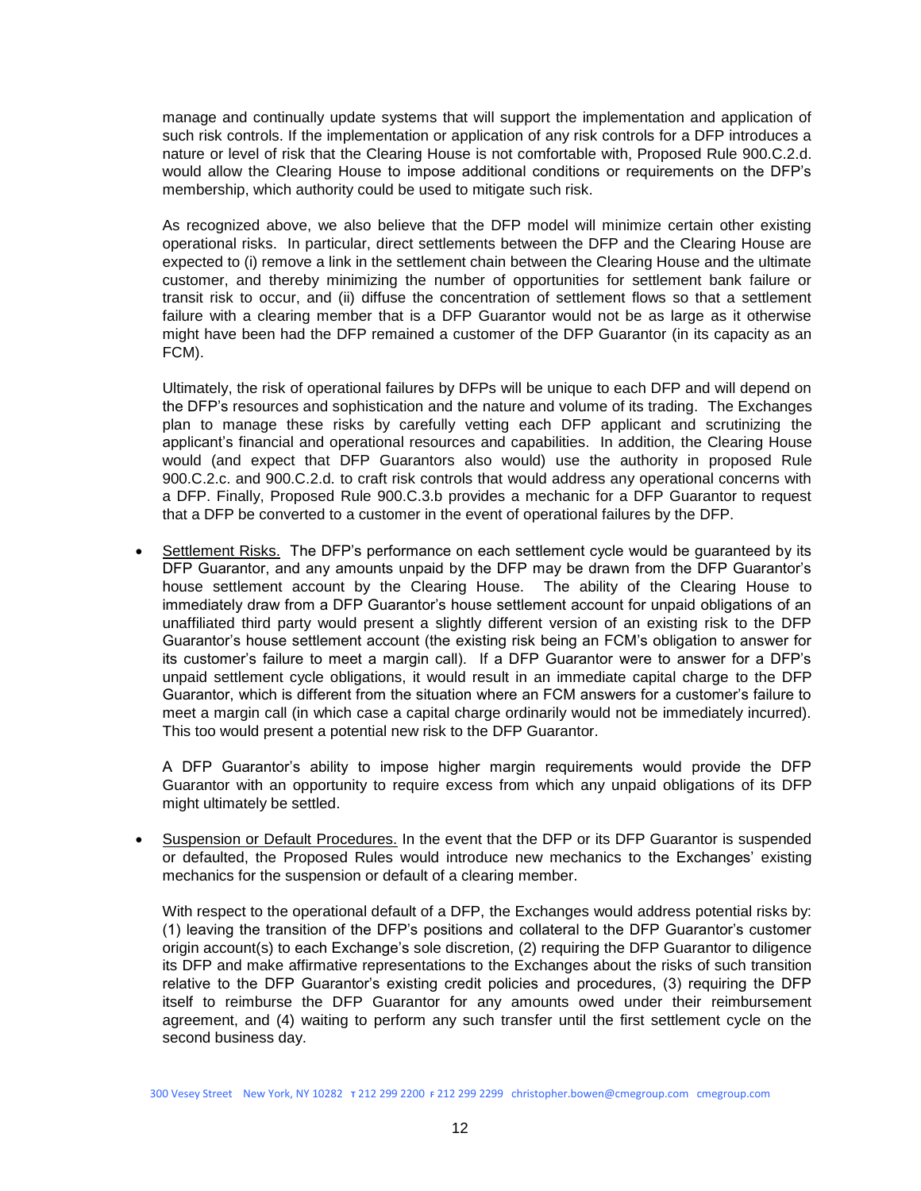manage and continually update systems that will support the implementation and application of such risk controls. If the implementation or application of any risk controls for a DFP introduces a nature or level of risk that the Clearing House is not comfortable with, Proposed Rule 900.C.2.d. would allow the Clearing House to impose additional conditions or requirements on the DFP's membership, which authority could be used to mitigate such risk.

As recognized above, we also believe that the DFP model will minimize certain other existing operational risks. In particular, direct settlements between the DFP and the Clearing House are expected to (i) remove a link in the settlement chain between the Clearing House and the ultimate customer, and thereby minimizing the number of opportunities for settlement bank failure or transit risk to occur, and (ii) diffuse the concentration of settlement flows so that a settlement failure with a clearing member that is a DFP Guarantor would not be as large as it otherwise might have been had the DFP remained a customer of the DFP Guarantor (in its capacity as an FCM).

Ultimately, the risk of operational failures by DFPs will be unique to each DFP and will depend on the DFP's resources and sophistication and the nature and volume of its trading. The Exchanges plan to manage these risks by carefully vetting each DFP applicant and scrutinizing the applicant's financial and operational resources and capabilities. In addition, the Clearing House would (and expect that DFP Guarantors also would) use the authority in proposed Rule 900.C.2.c. and 900.C.2.d. to craft risk controls that would address any operational concerns with a DFP. Finally, Proposed Rule 900.C.3.b provides a mechanic for a DFP Guarantor to request that a DFP be converted to a customer in the event of operational failures by the DFP.

- <u>Settlement Risks.</u> The DFP's performance on each settlement cycle would be guaranteed by its DFP Guarantor, and any amounts unpaid by the DFP may be drawn from the DFP Guarantor's house settlement account by the Clearing House. The ability of the Clearing House to immediately draw from a DFP Guarantor's house settlement account for unpaid obligations of an unaffiliated third party would present a slightly different version of an existing risk to the DFP Guarantor's house settlement account (the existing risk being an FCM's obligation to answer for its customer's failure to meet a margin call). If a DFP Guarantor were to answer for a DFP's unpaid settlement cycle obligations, it would result in an immediate capital charge to the DFP Guarantor, which is different from the situation where an FCM answers for a customer's failure to meet a margin call (in which case a capital charge ordinarily would not be immediately incurred). This too would present a potential new risk to the DFP Guarantor.

  A DFP Guarantor's ability to impose higher margin requirements would provide the DFP Guarantor with an opportunity to require excess from which any unpaid obligations of its DFP might ultimately be settled.

- <u>Suspension or Default Procedures.</u> In the event that the DFP or its DFP Guarantor is suspended or defaulted, the Proposed Rules would introduce new mechanics to the Exchanges' existing mechanics for the suspension or default of a clearing member.

  With respect to the operational default of a DFP, the Exchanges would address potential risks by: (1) leaving the transition of the DFP's positions and collateral to the DFP Guarantor's customer origin account(s) to each Exchange's sole discretion, (2) requiring the DFP Guarantor to diligence its DFP and make affirmative representations to the Exchanges about the risks of such transition relative to the DFP Guarantor's existing credit policies and procedures, (3) requiring the DFP itself to reimburse the DFP Guarantor for any amounts owed under their reimbursement agreement, and (4) waiting to perform any such transfer until the first settlement cycle on the second business day.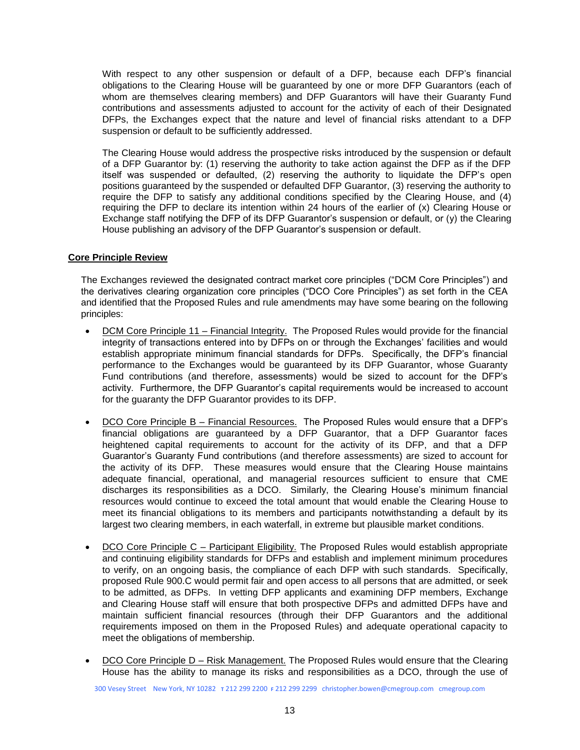With respect to any other suspension or default of a DFP, because each DFP's financial obligations to the Clearing House will be guaranteed by one or more DFP Guarantors (each of whom are themselves clearing members) and DFP Guarantors will have their Guaranty Fund contributions and assessments adjusted to account for the activity of each of their Designated DFPs, the Exchanges expect that the nature and level of financial risks attendant to a DFP suspension or default to be sufficiently addressed.

The Clearing House would address the prospective risks introduced by the suspension or default of a DFP Guarantor by: (1) reserving the authority to take action against the DFP as if the DFP itself was suspended or defaulted, (2) reserving the authority to liquidate the DFP's open positions guaranteed by the suspended or defaulted DFP Guarantor, (3) reserving the authority to require the DFP to satisfy any additional conditions specified by the Clearing House, and (4) requiring the DFP to declare its intention within 24 hours of the earlier of (x) Clearing House or Exchange staff notifying the DFP of its DFP Guarantor's suspension or default, or (y) the Clearing House publishing an advisory of the DFP Guarantor's suspension or default.

**Core Principle Review**

The Exchanges reviewed the designated contract market core principles ("DCM Core Principles") and the derivatives clearing organization core principles ("DCO Core Principles") as set forth in the CEA and identified that the Proposed Rules and rule amendments may have some bearing on the following principles:

- DCM Core Principle 11 – Financial Integrity. The Proposed Rules would provide for the financial integrity of transactions entered into by DFPs on or through the Exchanges' facilities and would establish appropriate minimum financial standards for DFPs. Specifically, the DFP's financial performance to the Exchanges would be guaranteed by its DFP Guarantor, whose Guaranty Fund contributions (and therefore, assessments) would be sized to account for the DFP's activity. Furthermore, the DFP Guarantor's capital requirements would be increased to account for the guaranty the DFP Guarantor provides to its DFP.

- DCO Core Principle B – Financial Resources. The Proposed Rules would ensure that a DFP's financial obligations are guaranteed by a DFP Guarantor, that a DFP Guarantor faces heightened capital requirements to account for the activity of its DFP, and that a DFP Guarantor's Guaranty Fund contributions (and therefore assessments) are sized to account for the activity of its DFP. These measures would ensure that the Clearing House maintains adequate financial, operational, and managerial resources sufficient to ensure that CME discharges its responsibilities as a DCO. Similarly, the Clearing House's minimum financial resources would continue to exceed the total amount that would enable the Clearing House to meet its financial obligations to its members and participants notwithstanding a default by its largest two clearing members, in each waterfall, in extreme but plausible market conditions.

- DCO Core Principle C – Participant Eligibility. The Proposed Rules would establish appropriate and continuing eligibility standards for DFPs and establish and implement minimum procedures to verify, on an ongoing basis, the compliance of each DFP with such standards. Specifically, proposed Rule 900.C would permit fair and open access to all persons that are admitted, or seek to be admitted, as DFPs. In vetting DFP applicants and examining DFP members, Exchange and Clearing House staff will ensure that both prospective DFPs and admitted DFPs have and maintain sufficient financial resources (through their DFP Guarantors and the additional requirements imposed on them in the Proposed Rules) and adequate operational capacity to meet the obligations of membership.

- DCO Core Principle D – Risk Management. The Proposed Rules would ensure that the Clearing House has the ability to manage its risks and responsibilities as a DCO, through the use of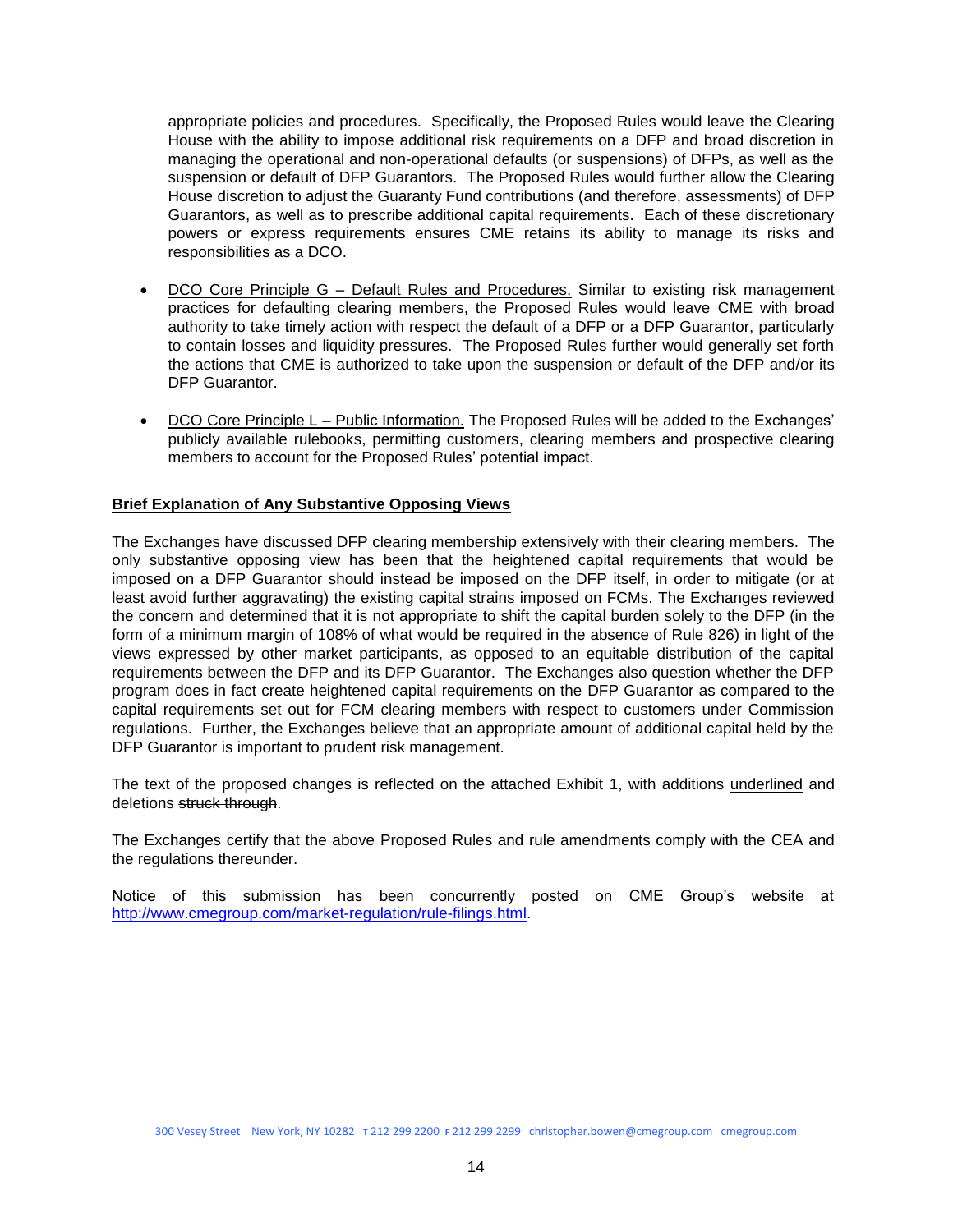appropriate policies and procedures. Specifically, the Proposed Rules would leave the Clearing House with the ability to impose additional risk requirements on a DFP and broad discretion in managing the operational and non-operational defaults (or suspensions) of DFPs, as well as the suspension or default of DFP Guarantors. The Proposed Rules would further allow the Clearing House discretion to adjust the Guaranty Fund contributions (and therefore, assessments) of DFP Guarantors, as well as to prescribe additional capital requirements. Each of these discretionary powers or express requirements ensures CME retains its ability to manage its risks and responsibilities as a DCO.

- <u>DCO Core Principle G – Default Rules and Procedures.</u> Similar to existing risk management practices for defaulting clearing members, the Proposed Rules would leave CME with broad authority to take timely action with respect the default of a DFP or a DFP Guarantor, particularly to contain losses and liquidity pressures. The Proposed Rules further would generally set forth the actions that CME is authorized to take upon the suspension or default of the DFP and/or its DFP Guarantor.

- <u>DCO Core Principle L – Public Information.</u> The Proposed Rules will be added to the Exchanges' publicly available rulebooks, permitting customers, clearing members and prospective clearing members to account for the Proposed Rules' potential impact.

**<u>Brief Explanation of Any Substantive Opposing Views</u>**

The Exchanges have discussed DFP clearing membership extensively with their clearing members. The only substantive opposing view has been that the heightened capital requirements that would be imposed on a DFP Guarantor should instead be imposed on the DFP itself, in order to mitigate (or at least avoid further aggravating) the existing capital strains imposed on FCMs. The Exchanges reviewed the concern and determined that it is not appropriate to shift the capital burden solely to the DFP (in the form of a minimum margin of 108% of what would be required in the absence of Rule 826) in light of the views expressed by other market participants, as opposed to an equitable distribution of the capital requirements between the DFP and its DFP Guarantor. The Exchanges also question whether the DFP program does in fact create heightened capital requirements on the DFP Guarantor as compared to the capital requirements set out for FCM clearing members with respect to customers under Commission regulations. Further, the Exchanges believe that an appropriate amount of additional capital held by the DFP Guarantor is important to prudent risk management.

The text of the proposed changes is reflected on the attached Exhibit 1, with additions <u>underlined</u> and deletions ~~struck through~~.

The Exchanges certify that the above Proposed Rules and rule amendments comply with the CEA and the regulations thereunder.

Notice of this submission has been concurrently posted on CME Group's website at http://www.cmegroup.com/market-regulation/rule-filings.html.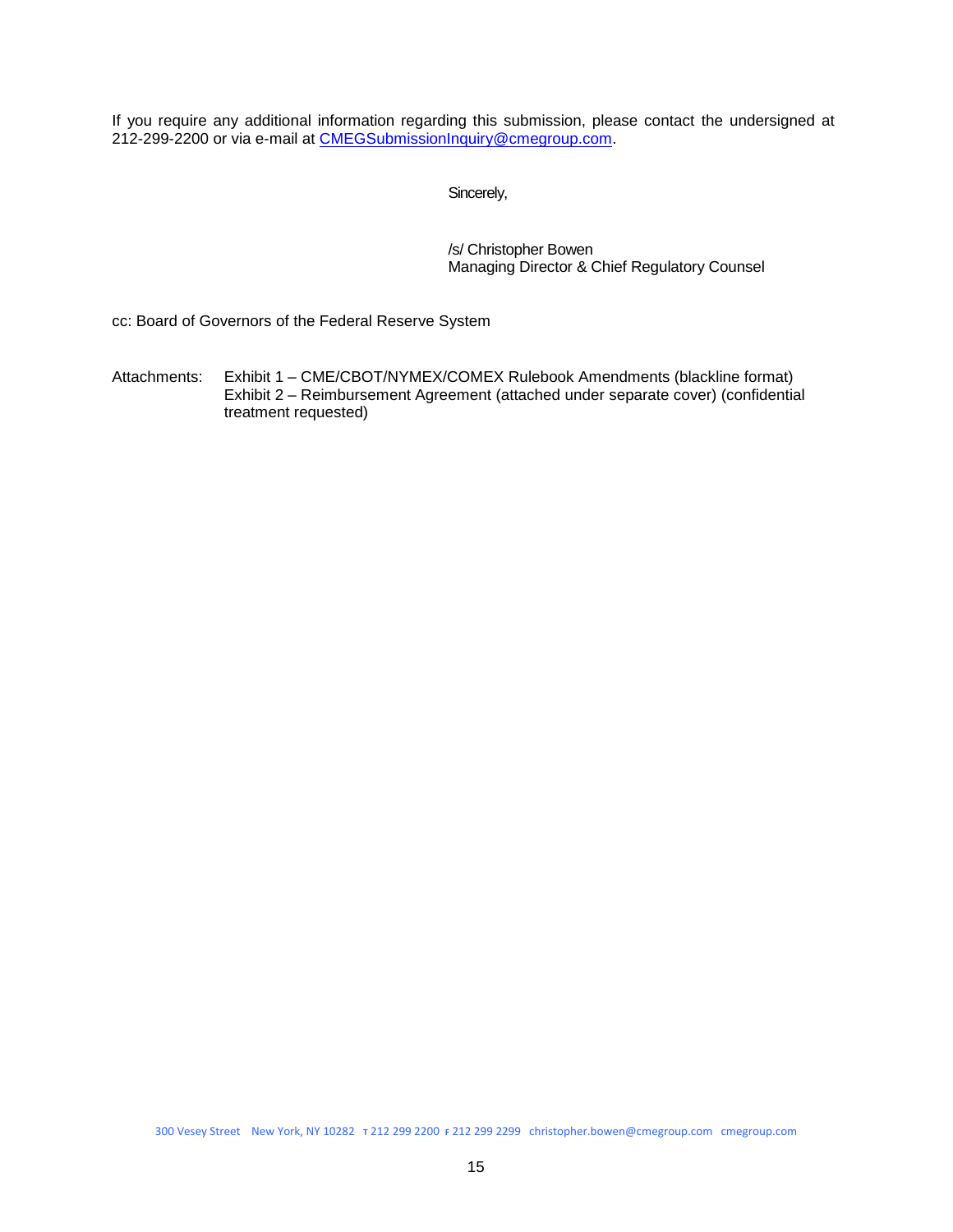If you require any additional information regarding this submission, please contact the undersigned at 212-299-2200 or via e-mail at CMEGSubmissionInquiry@cmegroup.com.

Sincerely,

/s/ Christopher Bowen
Managing Director & Chief Regulatory Counsel

cc: Board of Governors of the Federal Reserve System

Attachments: Exhibit 1 – CME/CBOT/NYMEX/COMEX Rulebook Amendments (blackline format)
Exhibit 2 – Reimbursement Agreement (attached under separate cover) (confidential treatment requested)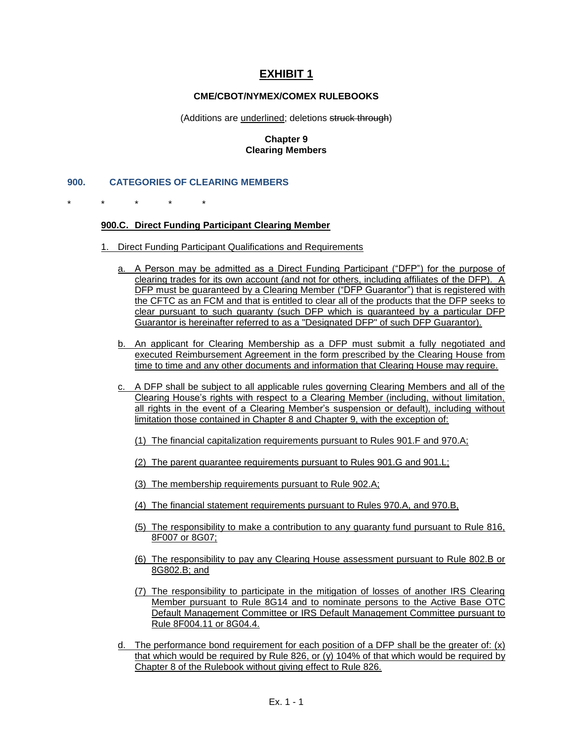# EXHIBIT 1

**CME/CBOT/NYMEX/COMEX RULEBOOKS**

(Additions are <u>underlined</u>; deletions ~~struck through~~)

**Chapter 9**
**Clearing Members**

## 900. CATEGORIES OF CLEARING MEMBERS

\* \* \* \* \*

<u>**900.C. Direct Funding Participant Clearing Member**</u>

<u>1. Direct Funding Participant Qualifications and Requirements</u>

<u>a. A Person may be admitted as a Direct Funding Participant ("DFP") for the purpose of clearing trades for its own account (and not for others, including affiliates of the DFP). A DFP must be guaranteed by a Clearing Member ("DFP Guarantor") that is registered with the CFTC as an FCM and that is entitled to clear all of the products that the DFP seeks to clear pursuant to such guaranty (such DFP which is guaranteed by a particular DFP Guarantor is hereinafter referred to as a "Designated DFP" of such DFP Guarantor).</u>

<u>b. An applicant for Clearing Membership as a DFP must submit a fully negotiated and executed Reimbursement Agreement in the form prescribed by the Clearing House from time to time and any other documents and information that Clearing House may require.</u>

<u>c. A DFP shall be subject to all applicable rules governing Clearing Members and all of the Clearing House's rights with respect to a Clearing Member (including, without limitation, all rights in the event of a Clearing Member's suspension or default), including without limitation those contained in Chapter 8 and Chapter 9, with the exception of:</u>

<u>(1) The financial capitalization requirements pursuant to Rules 901.F and 970.A;</u>

<u>(2) The parent guarantee requirements pursuant to Rules 901.G and 901.L;</u>

<u>(3) The membership requirements pursuant to Rule 902.A;</u>

<u>(4) The financial statement requirements pursuant to Rules 970.A, and 970.B,</u>

<u>(5) The responsibility to make a contribution to any guaranty fund pursuant to Rule 816, 8F007 or 8G07;</u>

<u>(6) The responsibility to pay any Clearing House assessment pursuant to Rule 802.B or 8G802.B; and</u>

<u>(7) The responsibility to participate in the mitigation of losses of another IRS Clearing Member pursuant to Rule 8G14 and to nominate persons to the Active Base OTC Default Management Committee or IRS Default Management Committee pursuant to Rule 8F004.11 or 8G04.4.</u>

<u>d. The performance bond requirement for each position of a DFP shall be the greater of: (x) that which would be required by Rule 826, or (y) 104% of that which would be required by Chapter 8 of the Rulebook without giving effect to Rule 826.</u>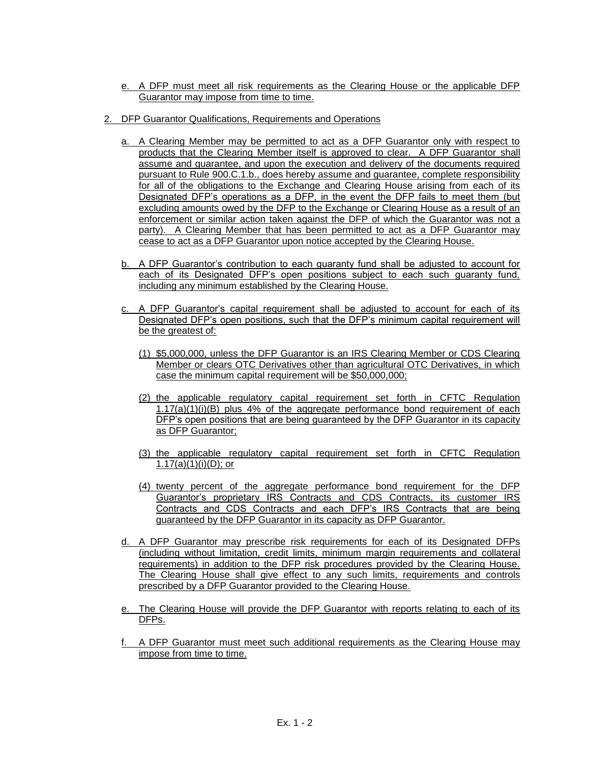e. A DFP must meet all risk requirements as the Clearing House or the applicable DFP Guarantor may impose from time to time.

2. DFP Guarantor Qualifications, Requirements and Operations

   a. A Clearing Member may be permitted to act as a DFP Guarantor only with respect to products that the Clearing Member itself is approved to clear. A DFP Guarantor shall assume and guarantee, and upon the execution and delivery of the documents required pursuant to Rule 900.C.1.b., does hereby assume and guarantee, complete responsibility for all of the obligations to the Exchange and Clearing House arising from each of its Designated DFP's operations as a DFP, in the event the DFP fails to meet them (but excluding amounts owed by the DFP to the Exchange or Clearing House as a result of an enforcement or similar action taken against the DFP of which the Guarantor was not a party). A Clearing Member that has been permitted to act as a DFP Guarantor may cease to act as a DFP Guarantor upon notice accepted by the Clearing House.

   b. A DFP Guarantor's contribution to each guaranty fund shall be adjusted to account for each of its Designated DFP's open positions subject to each such guaranty fund, including any minimum established by the Clearing House.

   c. A DFP Guarantor's capital requirement shall be adjusted to account for each of its Designated DFP's open positions, such that the DFP's minimum capital requirement will be the greatest of:

      (1) $5,000,000, unless the DFP Guarantor is an IRS Clearing Member or CDS Clearing Member or clears OTC Derivatives other than agricultural OTC Derivatives, in which case the minimum capital requirement will be $50,000,000;

      (2) the applicable regulatory capital requirement set forth in CFTC Regulation 1.17(a)(1)(i)(B) plus 4% of the aggregate performance bond requirement of each DFP's open positions that are being guaranteed by the DFP Guarantor in its capacity as DFP Guarantor;

      (3) the applicable regulatory capital requirement set forth in CFTC Regulation 1.17(a)(1)(i)(D); or

      (4) twenty percent of the aggregate performance bond requirement for the DFP Guarantor's proprietary IRS Contracts and CDS Contracts, its customer IRS Contracts and CDS Contracts and each DFP's IRS Contracts that are being guaranteed by the DFP Guarantor in its capacity as DFP Guarantor.

   d. A DFP Guarantor may prescribe risk requirements for each of its Designated DFPs (including without limitation, credit limits, minimum margin requirements and collateral requirements) in addition to the DFP risk procedures provided by the Clearing House. The Clearing House shall give effect to any such limits, requirements and controls prescribed by a DFP Guarantor provided to the Clearing House.

   e. The Clearing House will provide the DFP Guarantor with reports relating to each of its DFPs.

   f. A DFP Guarantor must meet such additional requirements as the Clearing House may impose from time to time.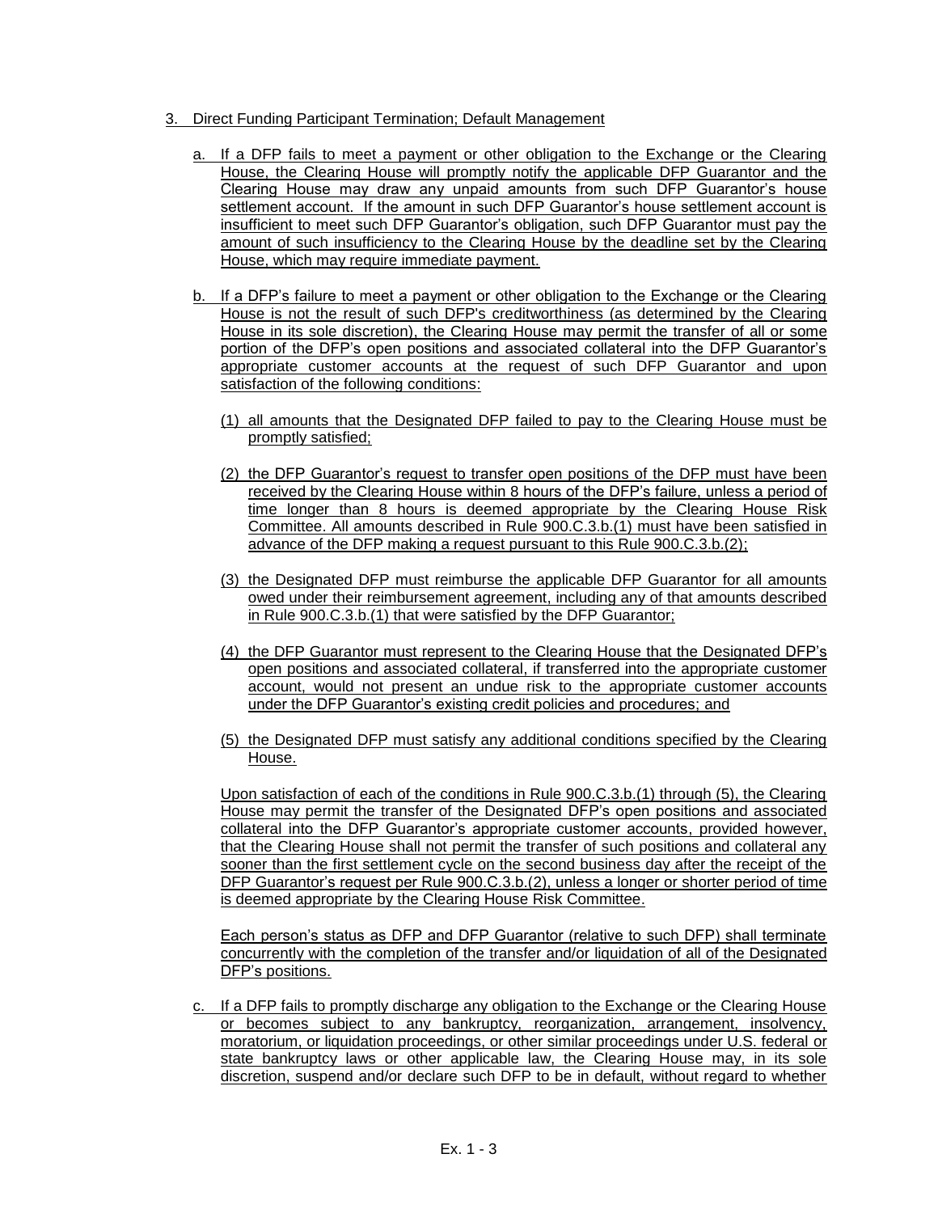3. Direct Funding Participant Termination; Default Management

   a. If a DFP fails to meet a payment or other obligation to the Exchange or the Clearing House, the Clearing House will promptly notify the applicable DFP Guarantor and the Clearing House may draw any unpaid amounts from such DFP Guarantor's house settlement account. If the amount in such DFP Guarantor's house settlement account is insufficient to meet such DFP Guarantor's obligation, such DFP Guarantor must pay the amount of such insufficiency to the Clearing House by the deadline set by the Clearing House, which may require immediate payment.

   b. If a DFP's failure to meet a payment or other obligation to the Exchange or the Clearing House is not the result of such DFP's creditworthiness (as determined by the Clearing House in its sole discretion), the Clearing House may permit the transfer of all or some portion of the DFP's open positions and associated collateral into the DFP Guarantor's appropriate customer accounts at the request of such DFP Guarantor and upon satisfaction of the following conditions:

      (1) all amounts that the Designated DFP failed to pay to the Clearing House must be promptly satisfied;

      (2) the DFP Guarantor's request to transfer open positions of the DFP must have been received by the Clearing House within 8 hours of the DFP's failure, unless a period of time longer than 8 hours is deemed appropriate by the Clearing House Risk Committee. All amounts described in Rule 900.C.3.b.(1) must have been satisfied in advance of the DFP making a request pursuant to this Rule 900.C.3.b.(2);

      (3) the Designated DFP must reimburse the applicable DFP Guarantor for all amounts owed under their reimbursement agreement, including any of that amounts described in Rule 900.C.3.b.(1) that were satisfied by the DFP Guarantor;

      (4) the DFP Guarantor must represent to the Clearing House that the Designated DFP's open positions and associated collateral, if transferred into the appropriate customer account, would not present an undue risk to the appropriate customer accounts under the DFP Guarantor's existing credit policies and procedures; and

      (5) the Designated DFP must satisfy any additional conditions specified by the Clearing House.

   Upon satisfaction of each of the conditions in Rule 900.C.3.b.(1) through (5), the Clearing House may permit the transfer of the Designated DFP's open positions and associated collateral into the DFP Guarantor's appropriate customer accounts, provided however, that the Clearing House shall not permit the transfer of such positions and collateral any sooner than the first settlement cycle on the second business day after the receipt of the DFP Guarantor's request per Rule 900.C.3.b.(2), unless a longer or shorter period of time is deemed appropriate by the Clearing House Risk Committee.

   Each person's status as DFP and DFP Guarantor (relative to such DFP) shall terminate concurrently with the completion of the transfer and/or liquidation of all of the Designated DFP's positions.

   c. If a DFP fails to promptly discharge any obligation to the Exchange or the Clearing House or becomes subject to any bankruptcy, reorganization, arrangement, insolvency, moratorium, or liquidation proceedings, or other similar proceedings under U.S. federal or state bankruptcy laws or other applicable law, the Clearing House may, in its sole discretion, suspend and/or declare such DFP to be in default, without regard to whether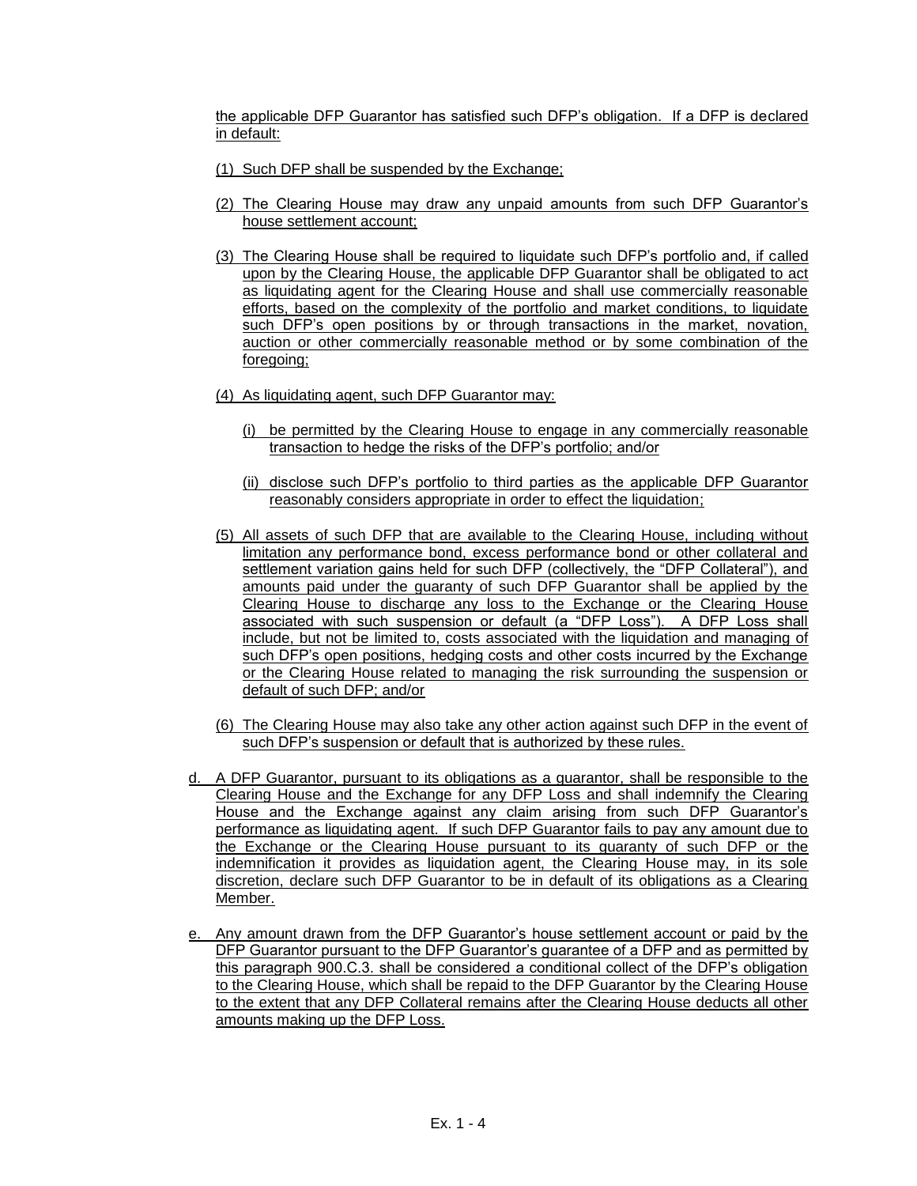the applicable DFP Guarantor has satisfied such DFP's obligation. If a DFP is declared in default:

(1) Such DFP shall be suspended by the Exchange;

(2) The Clearing House may draw any unpaid amounts from such DFP Guarantor's house settlement account;

(3) The Clearing House shall be required to liquidate such DFP's portfolio and, if called upon by the Clearing House, the applicable DFP Guarantor shall be obligated to act as liquidating agent for the Clearing House and shall use commercially reasonable efforts, based on the complexity of the portfolio and market conditions, to liquidate such DFP's open positions by or through transactions in the market, novation, auction or other commercially reasonable method or by some combination of the foregoing;

(4) As liquidating agent, such DFP Guarantor may:

(i) be permitted by the Clearing House to engage in any commercially reasonable transaction to hedge the risks of the DFP's portfolio; and/or

(ii) disclose such DFP's portfolio to third parties as the applicable DFP Guarantor reasonably considers appropriate in order to effect the liquidation;

(5) All assets of such DFP that are available to the Clearing House, including without limitation any performance bond, excess performance bond or other collateral and settlement variation gains held for such DFP (collectively, the "DFP Collateral"), and amounts paid under the guaranty of such DFP Guarantor shall be applied by the Clearing House to discharge any loss to the Exchange or the Clearing House associated with such suspension or default (a "DFP Loss"). A DFP Loss shall include, but not be limited to, costs associated with the liquidation and managing of such DFP's open positions, hedging costs and other costs incurred by the Exchange or the Clearing House related to managing the risk surrounding the suspension or default of such DFP; and/or

(6) The Clearing House may also take any other action against such DFP in the event of such DFP's suspension or default that is authorized by these rules.

d. A DFP Guarantor, pursuant to its obligations as a guarantor, shall be responsible to the Clearing House and the Exchange for any DFP Loss and shall indemnify the Clearing House and the Exchange against any claim arising from such DFP Guarantor's performance as liquidating agent. If such DFP Guarantor fails to pay any amount due to the Exchange or the Clearing House pursuant to its guaranty of such DFP or the indemnification it provides as liquidation agent, the Clearing House may, in its sole discretion, declare such DFP Guarantor to be in default of its obligations as a Clearing Member.

e. Any amount drawn from the DFP Guarantor's house settlement account or paid by the DFP Guarantor pursuant to the DFP Guarantor's guarantee of a DFP and as permitted by this paragraph 900.C.3. shall be considered a conditional collect of the DFP's obligation to the Clearing House, which shall be repaid to the DFP Guarantor by the Clearing House to the extent that any DFP Collateral remains after the Clearing House deducts all other amounts making up the DFP Loss.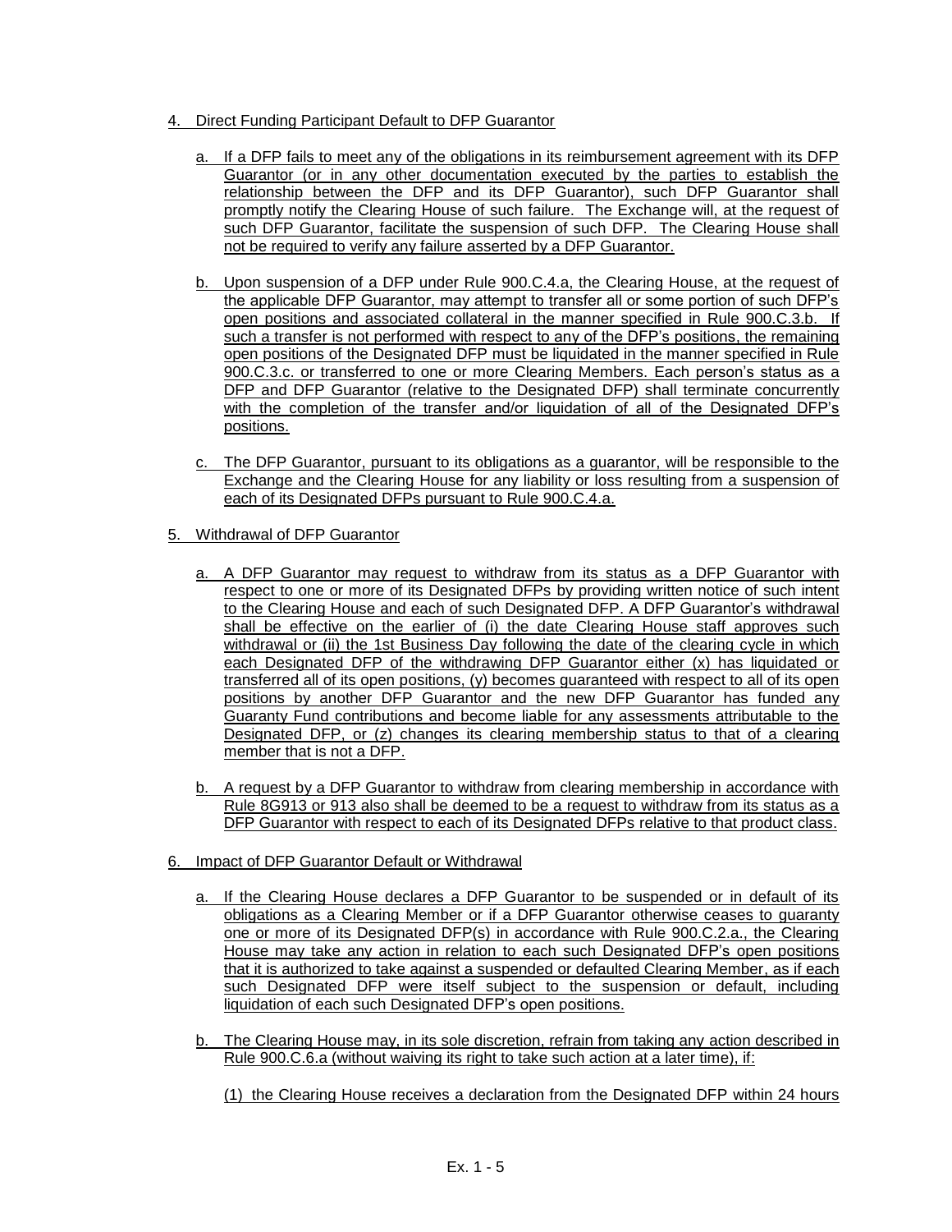4. Direct Funding Participant Default to DFP Guarantor

   a. If a DFP fails to meet any of the obligations in its reimbursement agreement with its DFP Guarantor (or in any other documentation executed by the parties to establish the relationship between the DFP and its DFP Guarantor), such DFP Guarantor shall promptly notify the Clearing House of such failure. The Exchange will, at the request of such DFP Guarantor, facilitate the suspension of such DFP. The Clearing House shall not be required to verify any failure asserted by a DFP Guarantor.

   b. Upon suspension of a DFP under Rule 900.C.4.a, the Clearing House, at the request of the applicable DFP Guarantor, may attempt to transfer all or some portion of such DFP's open positions and associated collateral in the manner specified in Rule 900.C.3.b. If such a transfer is not performed with respect to any of the DFP's positions, the remaining open positions of the Designated DFP must be liquidated in the manner specified in Rule 900.C.3.c. or transferred to one or more Clearing Members. Each person's status as a DFP and DFP Guarantor (relative to the Designated DFP) shall terminate concurrently with the completion of the transfer and/or liquidation of all of the Designated DFP's positions.

   c. The DFP Guarantor, pursuant to its obligations as a guarantor, will be responsible to the Exchange and the Clearing House for any liability or loss resulting from a suspension of each of its Designated DFPs pursuant to Rule 900.C.4.a.

5. Withdrawal of DFP Guarantor

   a. A DFP Guarantor may request to withdraw from its status as a DFP Guarantor with respect to one or more of its Designated DFPs by providing written notice of such intent to the Clearing House and each of such Designated DFP. A DFP Guarantor's withdrawal shall be effective on the earlier of (i) the date Clearing House staff approves such withdrawal or (ii) the 1st Business Day following the date of the clearing cycle in which each Designated DFP of the withdrawing DFP Guarantor either (x) has liquidated or transferred all of its open positions, (y) becomes guaranteed with respect to all of its open positions by another DFP Guarantor and the new DFP Guarantor has funded any Guaranty Fund contributions and become liable for any assessments attributable to the Designated DFP, or (z) changes its clearing membership status to that of a clearing member that is not a DFP.

   b. A request by a DFP Guarantor to withdraw from clearing membership in accordance with Rule 8G913 or 913 also shall be deemed to be a request to withdraw from its status as a DFP Guarantor with respect to each of its Designated DFPs relative to that product class.

6. Impact of DFP Guarantor Default or Withdrawal

   a. If the Clearing House declares a DFP Guarantor to be suspended or in default of its obligations as a Clearing Member or if a DFP Guarantor otherwise ceases to guaranty one or more of its Designated DFP(s) in accordance with Rule 900.C.2.a., the Clearing House may take any action in relation to each such Designated DFP's open positions that it is authorized to take against a suspended or defaulted Clearing Member, as if each such Designated DFP were itself subject to the suspension or default, including liquidation of each such Designated DFP's open positions.

   b. The Clearing House may, in its sole discretion, refrain from taking any action described in Rule 900.C.6.a (without waiving its right to take such action at a later time), if:

      (1) the Clearing House receives a declaration from the Designated DFP within 24 hours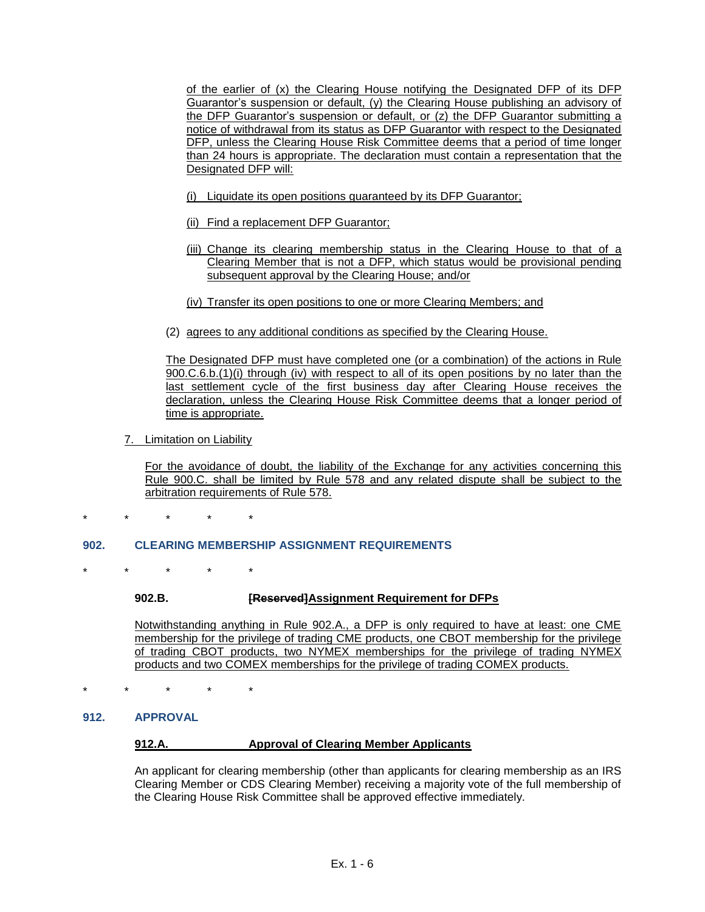of the earlier of (x) the Clearing House notifying the Designated DFP of its DFP Guarantor's suspension or default, (y) the Clearing House publishing an advisory of the DFP Guarantor's suspension or default, or (z) the DFP Guarantor submitting a notice of withdrawal from its status as DFP Guarantor with respect to the Designated DFP, unless the Clearing House Risk Committee deems that a period of time longer than 24 hours is appropriate. The declaration must contain a representation that the Designated DFP will:

(i) Liquidate its open positions guaranteed by its DFP Guarantor;

(ii) Find a replacement DFP Guarantor;

(iii) Change its clearing membership status in the Clearing House to that of a Clearing Member that is not a DFP, which status would be provisional pending subsequent approval by the Clearing House; and/or

(iv) Transfer its open positions to one or more Clearing Members; and

(2) agrees to any additional conditions as specified by the Clearing House.

The Designated DFP must have completed one (or a combination) of the actions in Rule 900.C.6.b.(1)(i) through (iv) with respect to all of its open positions by no later than the last settlement cycle of the first business day after Clearing House receives the declaration, unless the Clearing House Risk Committee deems that a longer period of time is appropriate.

7. Limitation on Liability

For the avoidance of doubt, the liability of the Exchange for any activities concerning this Rule 900.C. shall be limited by Rule 578 and any related dispute shall be subject to the arbitration requirements of Rule 578.

\* \* \* \* \*

## 902. CLEARING MEMBERSHIP ASSIGNMENT REQUIREMENTS

\* \* \* \* \*

### 902.B. ~~[Reserved]~~Assignment Requirement for DFPs

Notwithstanding anything in Rule 902.A., a DFP is only required to have at least: one CME membership for the privilege of trading CME products, one CBOT membership for the privilege of trading CBOT products, two NYMEX memberships for the privilege of trading NYMEX products and two COMEX memberships for the privilege of trading COMEX products.

\* \* \* \* \*

## 912. APPROVAL

### 912.A. Approval of Clearing Member Applicants

An applicant for clearing membership (other than applicants for clearing membership as an IRS Clearing Member or CDS Clearing Member) receiving a majority vote of the full membership of the Clearing House Risk Committee shall be approved effective immediately.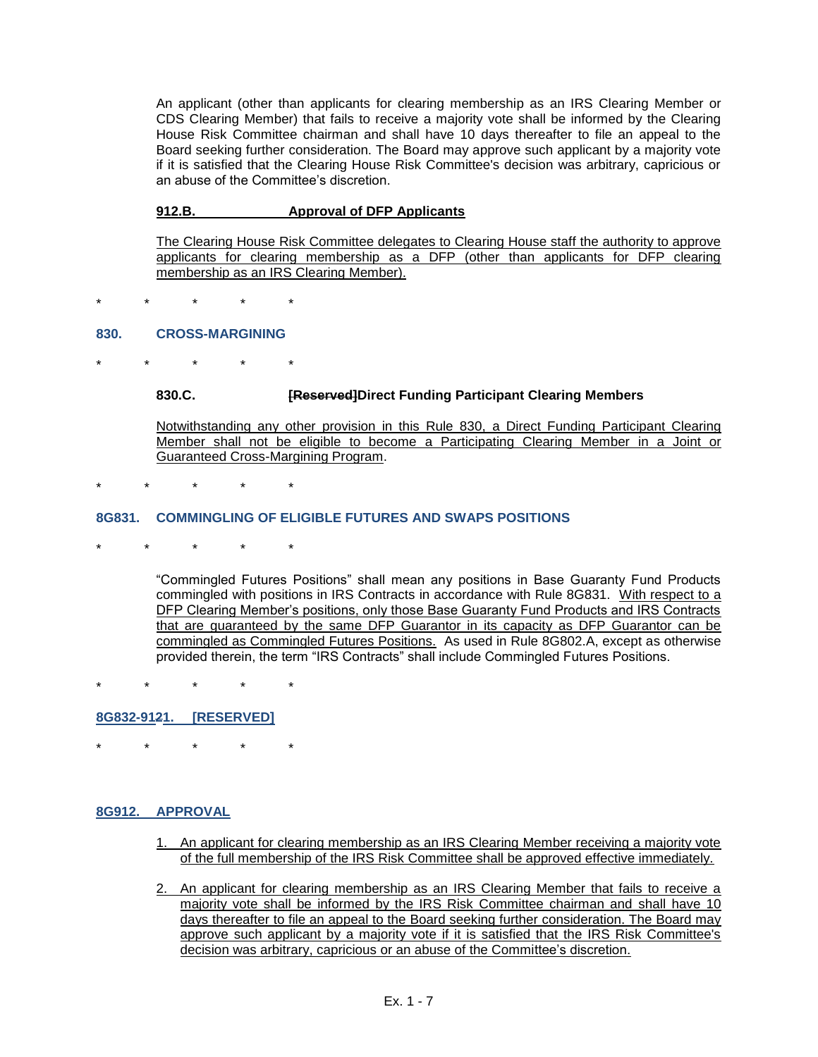An applicant (other than applicants for clearing membership as an IRS Clearing Member or CDS Clearing Member) that fails to receive a majority vote shall be informed by the Clearing House Risk Committee chairman and shall have 10 days thereafter to file an appeal to the Board seeking further consideration. The Board may approve such applicant by a majority vote if it is satisfied that the Clearing House Risk Committee's decision was arbitrary, capricious or an abuse of the Committee's discretion.

**912.B. Approval of DFP Applicants**

The Clearing House Risk Committee delegates to Clearing House staff the authority to approve applicants for clearing membership as a DFP (other than applicants for DFP clearing membership as an IRS Clearing Member).

\* \* \* \* \*

## 830. CROSS-MARGINING

\* \* \* \* \*

**830.C. ~~[Reserved]~~Direct Funding Participant Clearing Members**

Notwithstanding any other provision in this Rule 830, a Direct Funding Participant Clearing Member shall not be eligible to become a Participating Clearing Member in a Joint or Guaranteed Cross-Margining Program.

\* \* \* \* \*

## 8G831. COMMINGLING OF ELIGIBLE FUTURES AND SWAPS POSITIONS

\* \* \* \* \*

"Commingled Futures Positions" shall mean any positions in Base Guaranty Fund Products commingled with positions in IRS Contracts in accordance with Rule 8G831. With respect to a DFP Clearing Member's positions, only those Base Guaranty Fund Products and IRS Contracts that are guaranteed by the same DFP Guarantor in its capacity as DFP Guarantor can be commingled as Commingled Futures Positions. As used in Rule 8G802.A, except as otherwise provided therein, the term "IRS Contracts" shall include Commingled Futures Positions.

\* \* \* \* \*

## 8G832-91~~2~~1. [RESERVED]

\* \* \* \* \*

## 8G912. APPROVAL

1. An applicant for clearing membership as an IRS Clearing Member receiving a majority vote of the full membership of the IRS Risk Committee shall be approved effective immediately.
2. An applicant for clearing membership as an IRS Clearing Member that fails to receive a majority vote shall be informed by the IRS Risk Committee chairman and shall have 10 days thereafter to file an appeal to the Board seeking further consideration. The Board may approve such applicant by a majority vote if it is satisfied that the IRS Risk Committee's decision was arbitrary, capricious or an abuse of the Committee's discretion.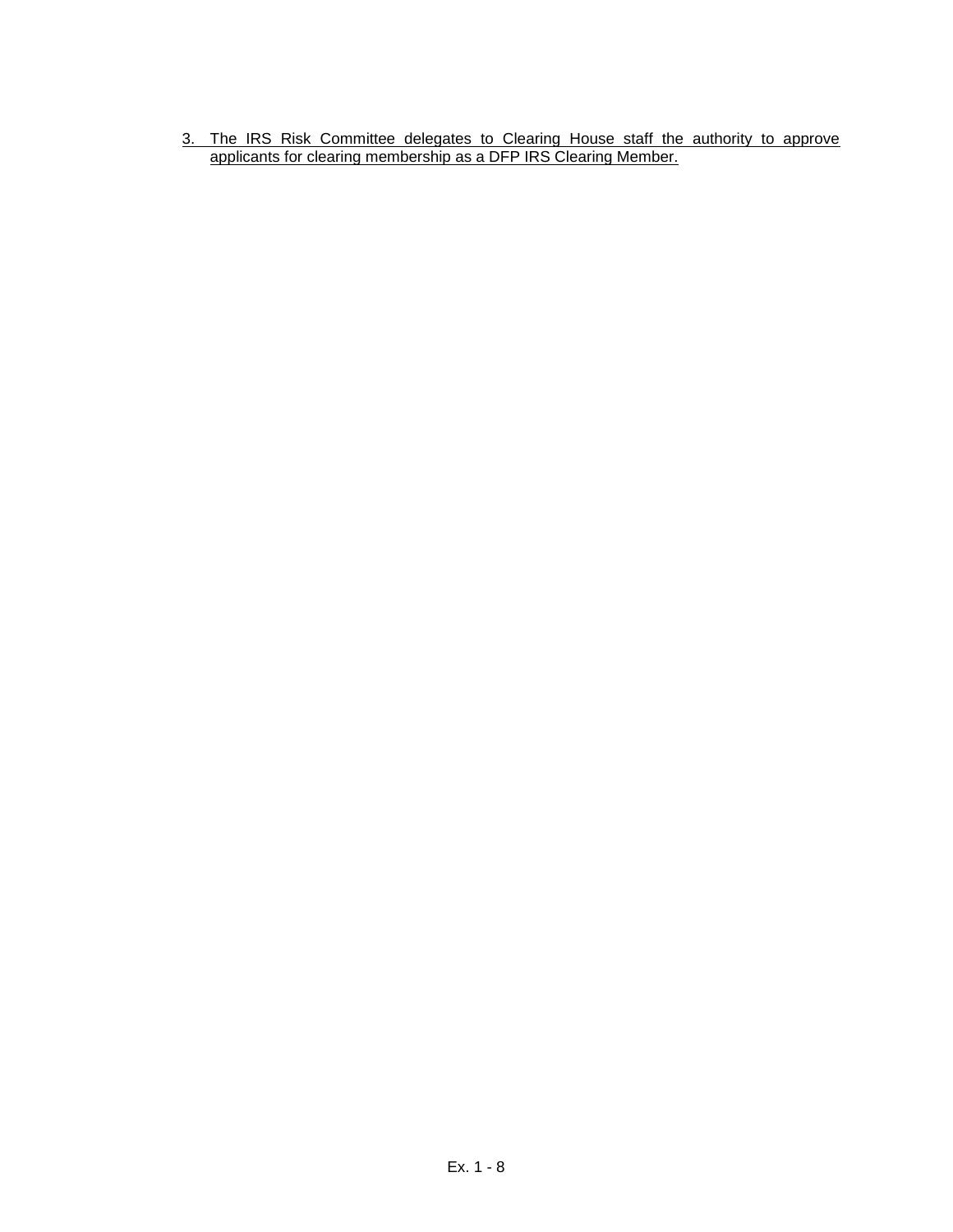3. The IRS Risk Committee delegates to Clearing House staff the authority to approve applicants for clearing membership as a DFP IRS Clearing Member.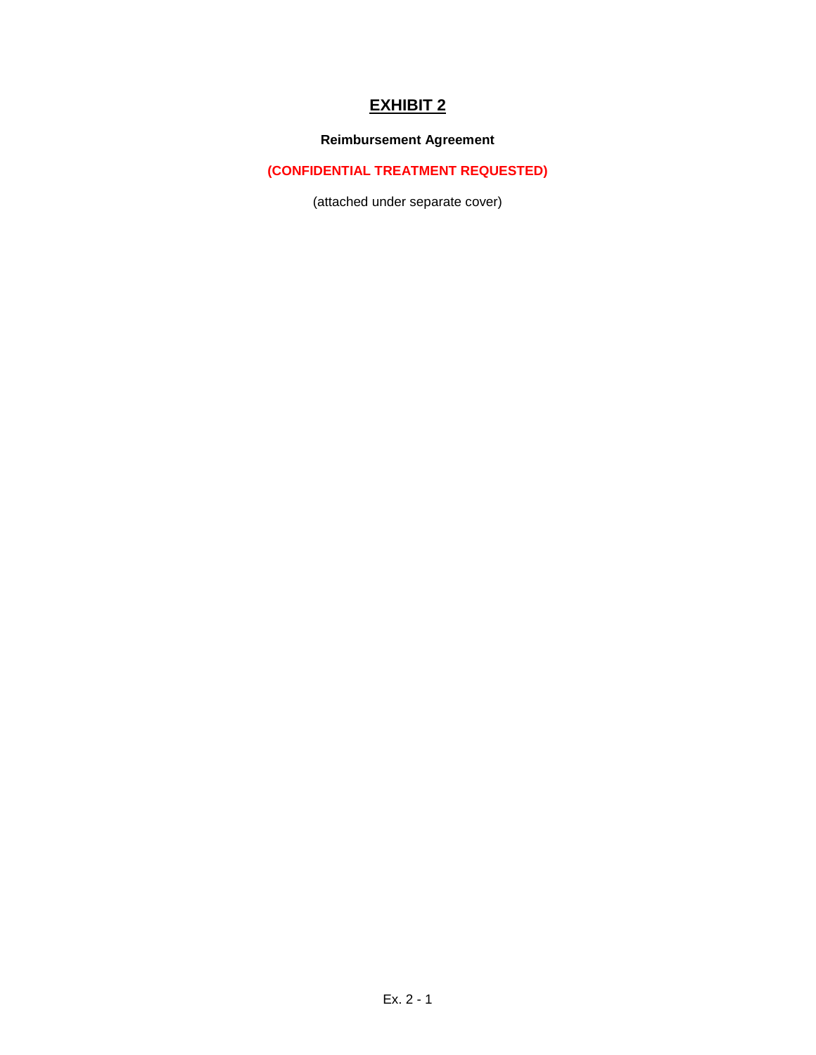# EXHIBIT 2

**Reimbursement Agreement**

**(CONFIDENTIAL TREATMENT REQUESTED)**

(attached under separate cover)